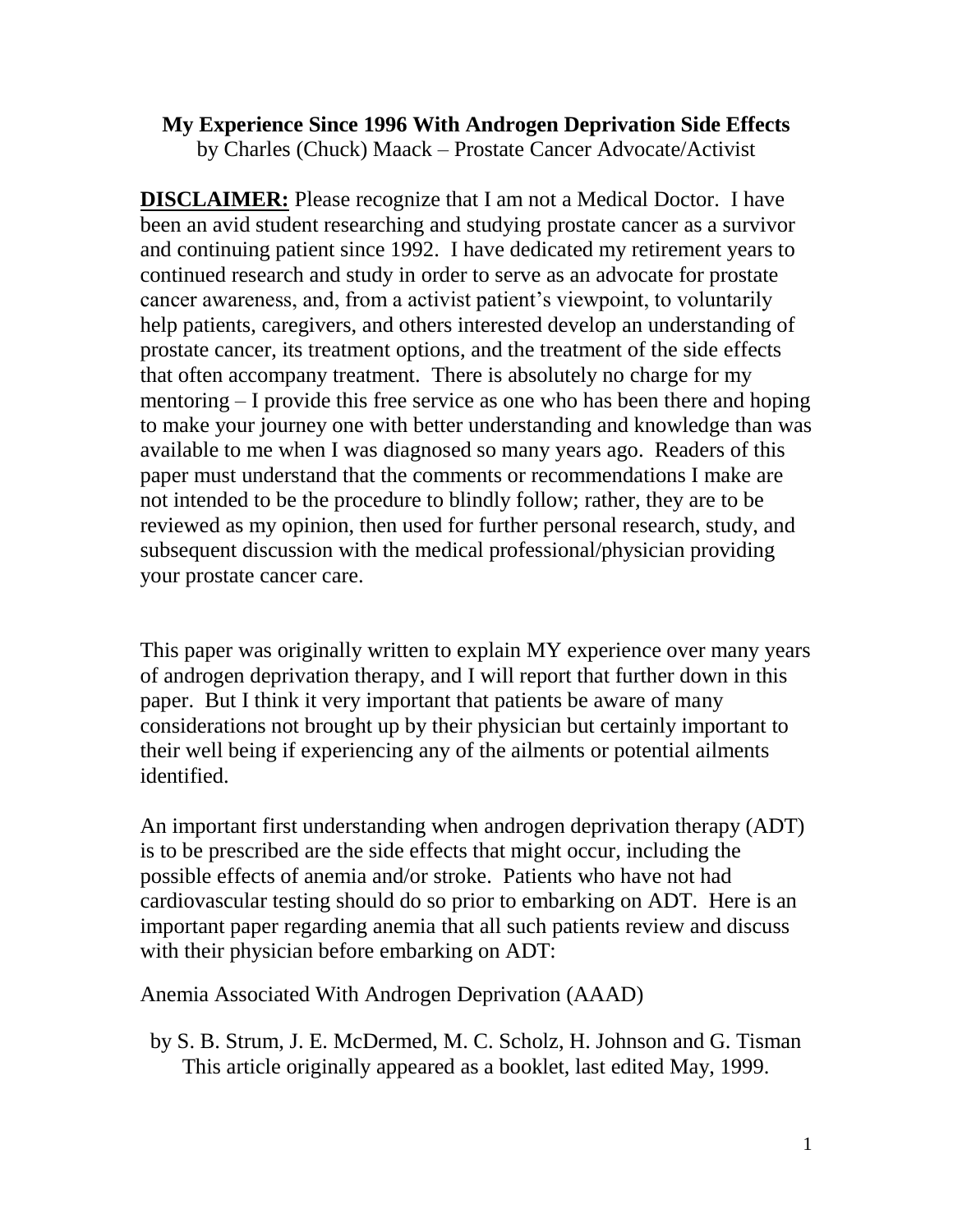# My Experience Since 1996 With Androgen Deprivation Side Effects

by Charles (Chuck) Maack – Prostate Cancer Advocate/Activist

**DISCLAIMER:** Please recognize that I am not a Medical Doctor. I have been an avid student researching and studying prostate cancer as a survivor and continuing patient since 1992. I have dedicated my retirement years to continued research and study in order to serve as an advocate for prostate cancer awareness, and, from a activist patient's viewpoint, to voluntarily help patients, caregivers, and others interested develop an understanding of prostate cancer, its treatment options, and the treatment of the side effects that often accompany treatment. There is absolutely no charge for my mentoring – I provide this free service as one who has been there and hoping to make your journey one with better understanding and knowledge than was available to me when I was diagnosed so many years ago. Readers of this paper must understand that the comments or recommendations I make are not intended to be the procedure to blindly follow; rather, they are to be reviewed as my opinion, then used for further personal research, study, and subsequent discussion with the medical professional/physician providing your prostate cancer care.

This paper was originally written to explain MY experience over many years of androgen deprivation therapy, and I will report that further down in this paper. But I think it very important that patients be aware of many considerations not brought up by their physician but certainly important to their well being if experiencing any of the ailments or potential ailments identified.

An important first understanding when androgen deprivation therapy (ADT) is to be prescribed are the side effects that might occur, including the possible effects of anemia and/or stroke. Patients who have not had cardiovascular testing should do so prior to embarking on ADT. Here is an important paper regarding anemia that all such patients review and discuss with their physician before embarking on ADT:

Anemia Associated With Androgen Deprivation (AAAD)

by S. B. Strum, J. E. McDermed, M. C. Scholz, H. Johnson and G. Tisman
This article originally appeared as a booklet, last edited May, 1999.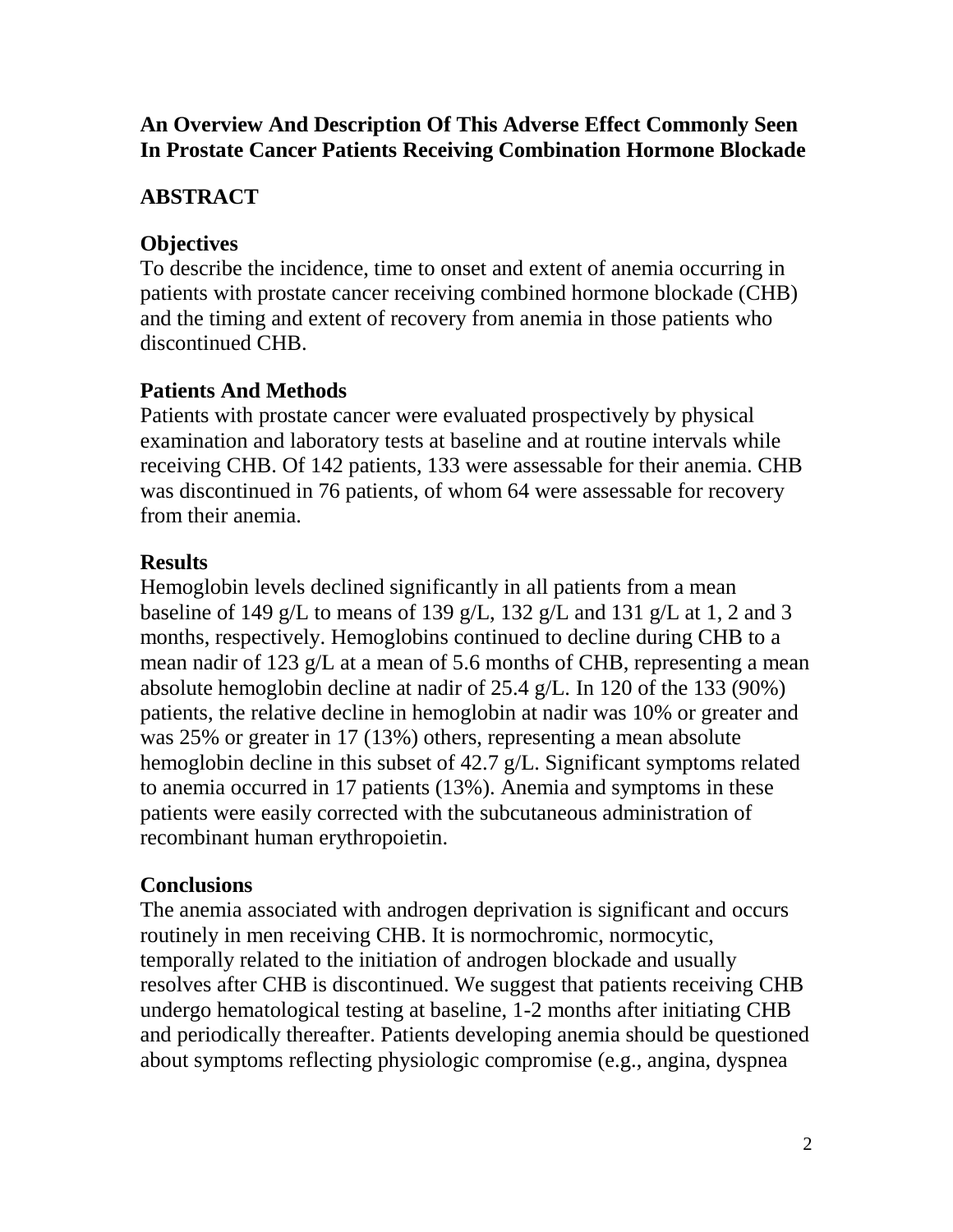## An Overview And Description Of This Adverse Effect Commonly Seen In Prostate Cancer Patients Receiving Combination Hormone Blockade

## ABSTRACT

### Objectives

To describe the incidence, time to onset and extent of anemia occurring in patients with prostate cancer receiving combined hormone blockade (CHB) and the timing and extent of recovery from anemia in those patients who discontinued CHB.

### Patients And Methods

Patients with prostate cancer were evaluated prospectively by physical examination and laboratory tests at baseline and at routine intervals while receiving CHB. Of 142 patients, 133 were assessable for their anemia. CHB was discontinued in 76 patients, of whom 64 were assessable for recovery from their anemia.

### Results

Hemoglobin levels declined significantly in all patients from a mean baseline of 149 g/L to means of 139 g/L, 132 g/L and 131 g/L at 1, 2 and 3 months, respectively. Hemoglobins continued to decline during CHB to a mean nadir of 123 g/L at a mean of 5.6 months of CHB, representing a mean absolute hemoglobin decline at nadir of 25.4 g/L. In 120 of the 133 (90%) patients, the relative decline in hemoglobin at nadir was 10% or greater and was 25% or greater in 17 (13%) others, representing a mean absolute hemoglobin decline in this subset of 42.7 g/L. Significant symptoms related to anemia occurred in 17 patients (13%). Anemia and symptoms in these patients were easily corrected with the subcutaneous administration of recombinant human erythropoietin.

### Conclusions

The anemia associated with androgen deprivation is significant and occurs routinely in men receiving CHB. It is normochromic, normocytic, temporally related to the initiation of androgen blockade and usually resolves after CHB is discontinued. We suggest that patients receiving CHB undergo hematological testing at baseline, 1-2 months after initiating CHB and periodically thereafter. Patients developing anemia should be questioned about symptoms reflecting physiologic compromise (e.g., angina, dyspnea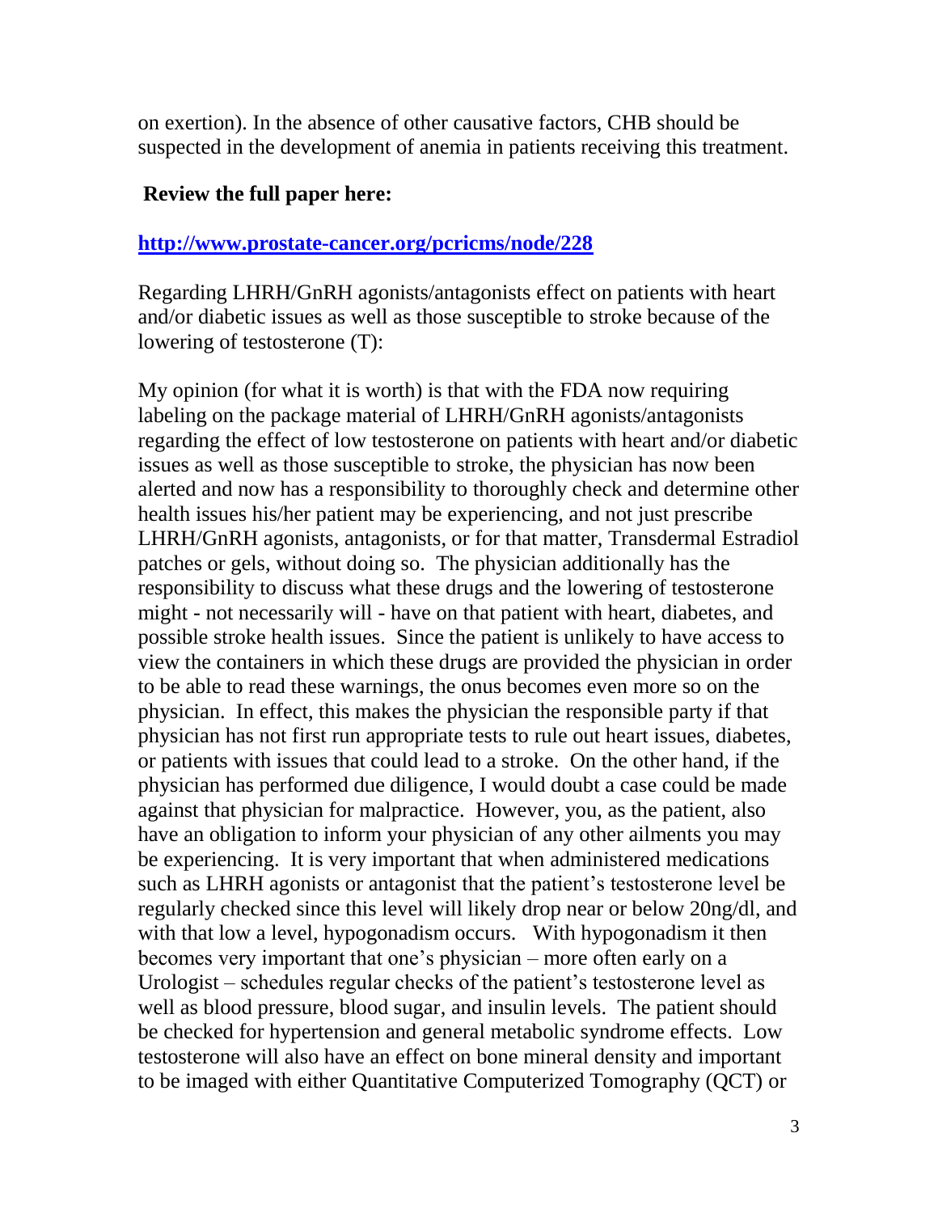on exertion). In the absence of other causative factors, CHB should be suspected in the development of anemia in patients receiving this treatment.

**Review the full paper here:**

**[http://www.prostate-cancer.org/pcricms/node/228](http://www.prostate-cancer.org/pcricms/node/228)**

Regarding LHRH/GnRH agonists/antagonists effect on patients with heart and/or diabetic issues as well as those susceptible to stroke because of the lowering of testosterone (T):

My opinion (for what it is worth) is that with the FDA now requiring labeling on the package material of LHRH/GnRH agonists/antagonists regarding the effect of low testosterone on patients with heart and/or diabetic issues as well as those susceptible to stroke, the physician has now been alerted and now has a responsibility to thoroughly check and determine other health issues his/her patient may be experiencing, and not just prescribe LHRH/GnRH agonists, antagonists, or for that matter, Transdermal Estradiol patches or gels, without doing so. The physician additionally has the responsibility to discuss what these drugs and the lowering of testosterone might - not necessarily will - have on that patient with heart, diabetes, and possible stroke health issues. Since the patient is unlikely to have access to view the containers in which these drugs are provided the physician in order to be able to read these warnings, the onus becomes even more so on the physician. In effect, this makes the physician the responsible party if that physician has not first run appropriate tests to rule out heart issues, diabetes, or patients with issues that could lead to a stroke. On the other hand, if the physician has performed due diligence, I would doubt a case could be made against that physician for malpractice. However, you, as the patient, also have an obligation to inform your physician of any other ailments you may be experiencing. It is very important that when administered medications such as LHRH agonists or antagonist that the patient's testosterone level be regularly checked since this level will likely drop near or below 20ng/dl, and with that low a level, hypogonadism occurs. With hypogonadism it then becomes very important that one's physician – more often early on a Urologist – schedules regular checks of the patient's testosterone level as well as blood pressure, blood sugar, and insulin levels. The patient should be checked for hypertension and general metabolic syndrome effects. Low testosterone will also have an effect on bone mineral density and important to be imaged with either Quantitative Computerized Tomography (QCT) or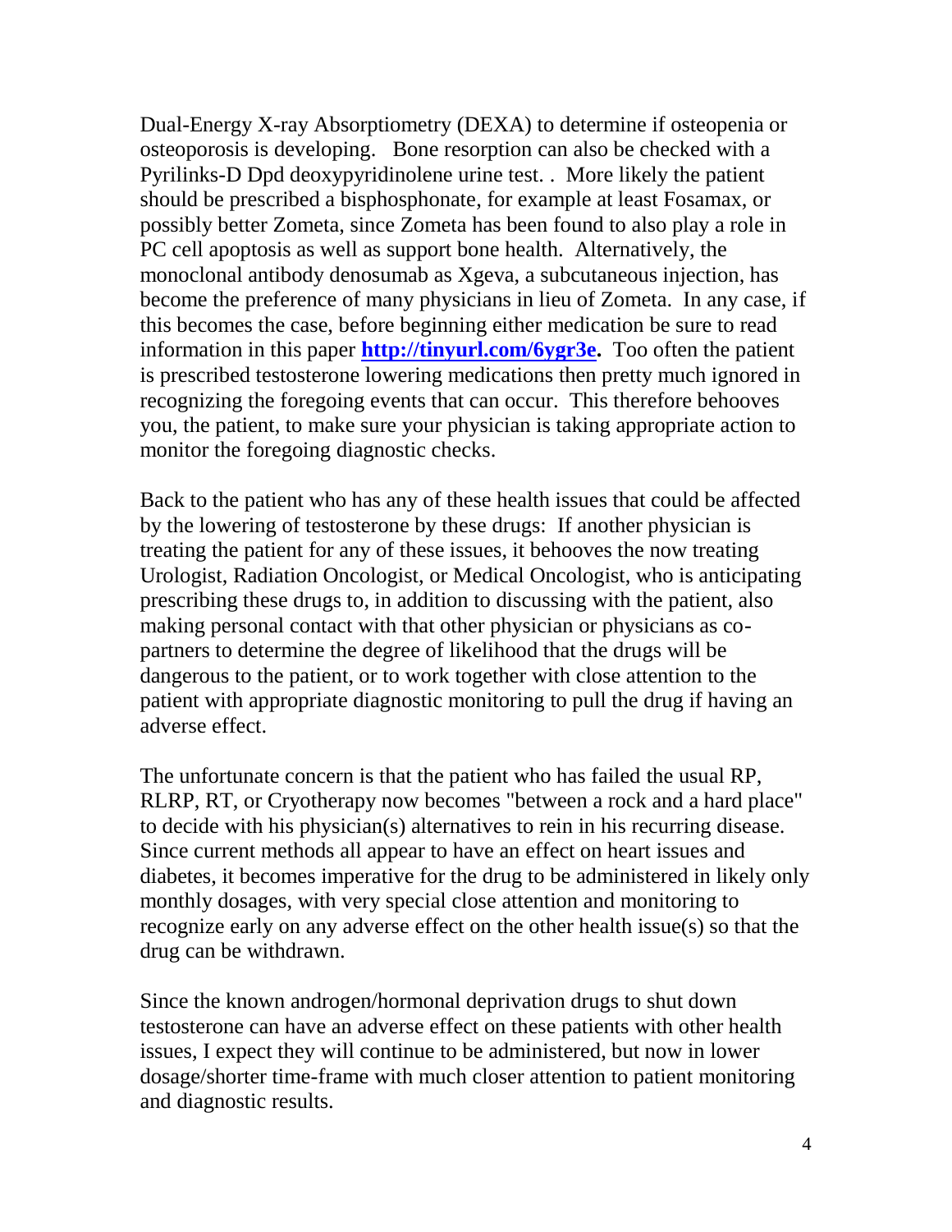Dual-Energy X-ray Absorptiometry (DEXA) to determine if osteopenia or osteoporosis is developing.  Bone resorption can also be checked with a Pyrilinks-D Dpd deoxypyridinolene urine test. .  More likely the patient should be prescribed a bisphosphonate, for example at least Fosamax, or possibly better Zometa, since Zometa has been found to also play a role in PC cell apoptosis as well as support bone health.  Alternatively, the monoclonal antibody denosumab as Xgeva, a subcutaneous injection, has become the preference of many physicians in lieu of Zometa.  In any case, if this becomes the case, before beginning either medication be sure to read information in this paper **http://tinyurl.com/6ygr3e.** Too often the patient is prescribed testosterone lowering medications then pretty much ignored in recognizing the foregoing events that can occur.  This therefore behooves you, the patient, to make sure your physician is taking appropriate action to monitor the foregoing diagnostic checks.

Back to the patient who has any of these health issues that could be affected by the lowering of testosterone by these drugs:  If another physician is treating the patient for any of these issues, it behooves the now treating Urologist, Radiation Oncologist, or Medical Oncologist, who is anticipating prescribing these drugs to, in addition to discussing with the patient, also making personal contact with that other physician or physicians as co-partners to determine the degree of likelihood that the drugs will be dangerous to the patient, or to work together with close attention to the patient with appropriate diagnostic monitoring to pull the drug if having an adverse effect.

The unfortunate concern is that the patient who has failed the usual RP, RLRP, RT, or Cryotherapy now becomes "between a rock and a hard place" to decide with his physician(s) alternatives to rein in his recurring disease. Since current methods all appear to have an effect on heart issues and diabetes, it becomes imperative for the drug to be administered in likely only monthly dosages, with very special close attention and monitoring to recognize early on any adverse effect on the other health issue(s) so that the drug can be withdrawn.

Since the known androgen/hormonal deprivation drugs to shut down testosterone can have an adverse effect on these patients with other health issues, I expect they will continue to be administered, but now in lower dosage/shorter time-frame with much closer attention to patient monitoring and diagnostic results.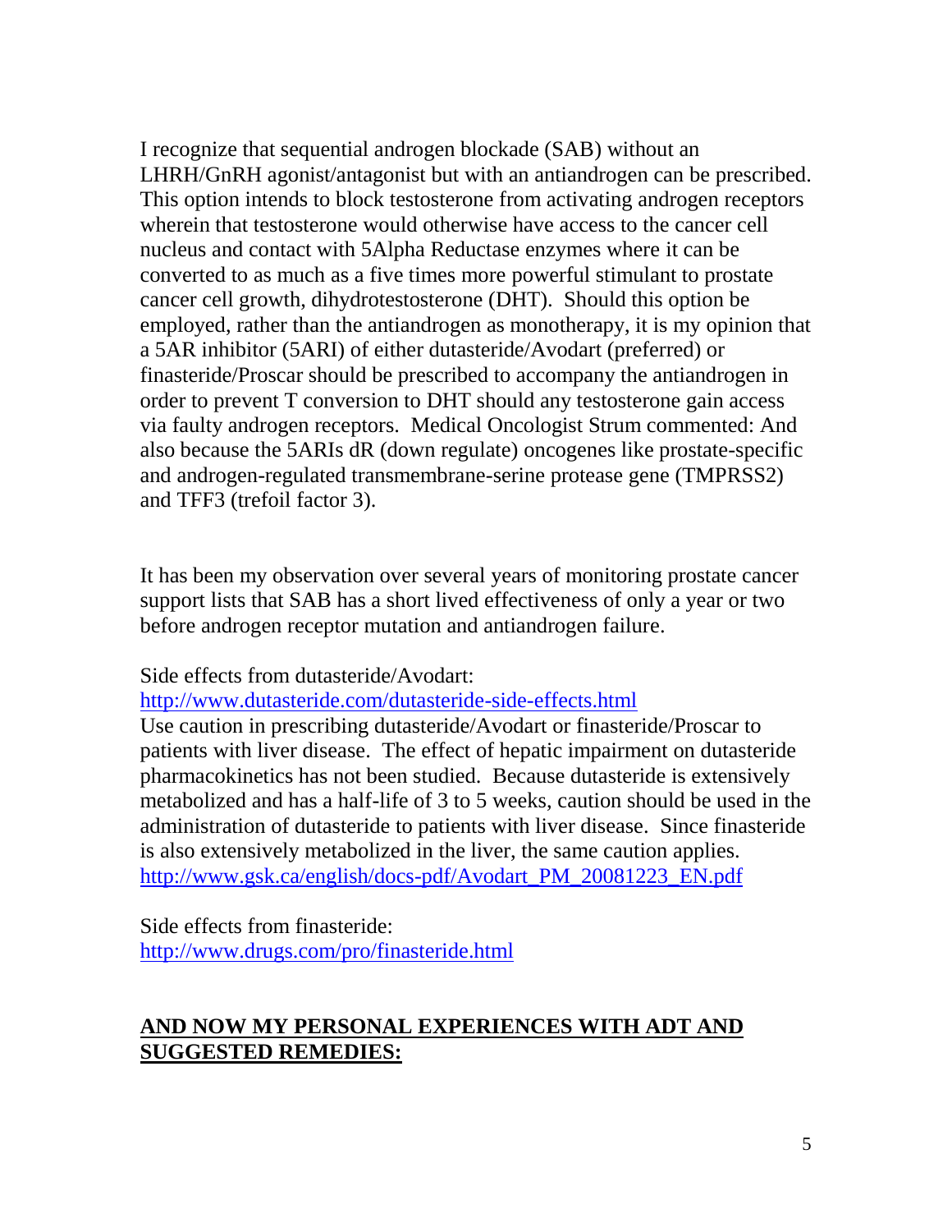I recognize that sequential androgen blockade (SAB) without an LHRH/GnRH agonist/antagonist but with an antiandrogen can be prescribed. This option intends to block testosterone from activating androgen receptors wherein that testosterone would otherwise have access to the cancer cell nucleus and contact with 5Alpha Reductase enzymes where it can be converted to as much as a five times more powerful stimulant to prostate cancer cell growth, dihydrotestosterone (DHT). Should this option be employed, rather than the antiandrogen as monotherapy, it is my opinion that a 5AR inhibitor (5ARI) of either dutasteride/Avodart (preferred) or finasteride/Proscar should be prescribed to accompany the antiandrogen in order to prevent T conversion to DHT should any testosterone gain access via faulty androgen receptors. Medical Oncologist Strum commented: And also because the 5ARIs dR (down regulate) oncogenes like prostate-specific and androgen-regulated transmembrane-serine protease gene (TMPRSS2) and TFF3 (trefoil factor 3).

It has been my observation over several years of monitoring prostate cancer support lists that SAB has a short lived effectiveness of only a year or two before androgen receptor mutation and antiandrogen failure.

Side effects from dutasteride/Avodart:
http://www.dutasteride.com/dutasteride-side-effects.html
Use caution in prescribing dutasteride/Avodart or finasteride/Proscar to patients with liver disease. The effect of hepatic impairment on dutasteride pharmacokinetics has not been studied. Because dutasteride is extensively metabolized and has a half-life of 3 to 5 weeks, caution should be used in the administration of dutasteride to patients with liver disease. Since finasteride is also extensively metabolized in the liver, the same caution applies.
http://www.gsk.ca/english/docs-pdf/Avodart_PM_20081223_EN.pdf

Side effects from finasteride:
http://www.drugs.com/pro/finasteride.html

## **AND NOW MY PERSONAL EXPERIENCES WITH ADT AND SUGGESTED REMEDIES:**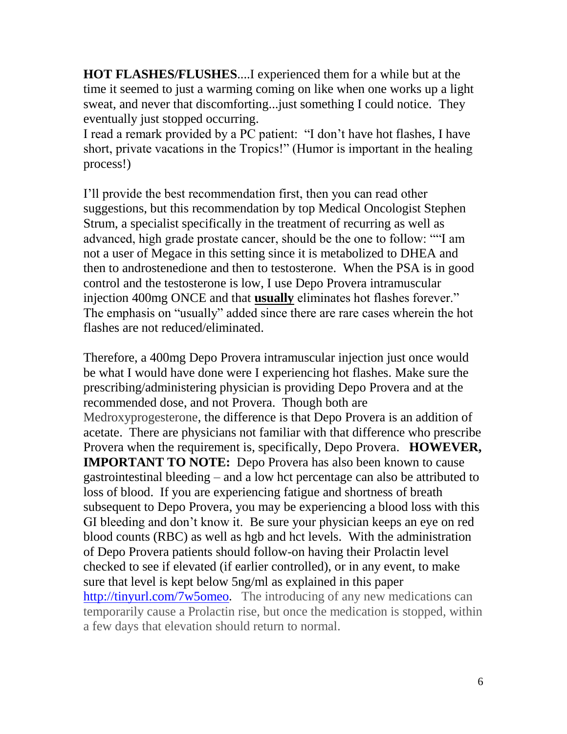**HOT FLASHES/FLUSHES**....I experienced them for a while but at the time it seemed to just a warming coming on like when one works up a light sweat, and never that discomforting...just something I could notice. They eventually just stopped occurring.
I read a remark provided by a PC patient: "I don't have hot flashes, I have short, private vacations in the Tropics!" (Humor is important in the healing process!)

I'll provide the best recommendation first, then you can read other suggestions, but this recommendation by top Medical Oncologist Stephen Strum, a specialist specifically in the treatment of recurring as well as advanced, high grade prostate cancer, should be the one to follow: ""I am not a user of Megace in this setting since it is metabolized to DHEA and then to androstenedione and then to testosterone. When the PSA is in good control and the testosterone is low, I use Depo Provera intramuscular injection 400mg ONCE and that **<u>usually</u>** eliminates hot flashes forever." The emphasis on "usually" added since there are rare cases wherein the hot flashes are not reduced/eliminated.

Therefore, a 400mg Depo Provera intramuscular injection just once would be what I would have done were I experiencing hot flashes. Make sure the prescribing/administering physician is providing Depo Provera and at the recommended dose, and not Provera. Though both are Medroxyprogesterone, the difference is that Depo Provera is an addition of acetate. There are physicians not familiar with that difference who prescribe Provera when the requirement is, specifically, Depo Provera. **HOWEVER, IMPORTANT TO NOTE:** Depo Provera has also been known to cause gastrointestinal bleeding – and a low hct percentage can also be attributed to loss of blood. If you are experiencing fatigue and shortness of breath subsequent to Depo Provera, you may be experiencing a blood loss with this GI bleeding and don't know it. Be sure your physician keeps an eye on red blood counts (RBC) as well as hgb and hct levels. With the administration of Depo Provera patients should follow-on having their Prolactin level checked to see if elevated (if earlier controlled), or in any event, to make sure that level is kept below 5ng/ml as explained in this paper [http://tinyurl.com/7w5omeo](http://tinyurl.com/7w5omeo). The introducing of any new medications can temporarily cause a Prolactin rise, but once the medication is stopped, within a few days that elevation should return to normal.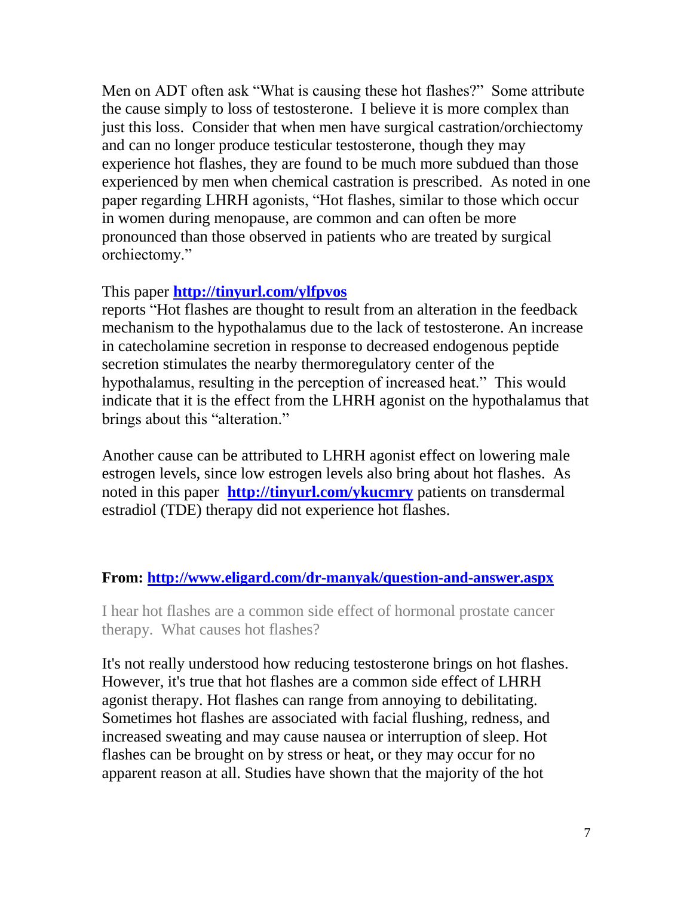Men on ADT often ask "What is causing these hot flashes?" Some attribute the cause simply to loss of testosterone. I believe it is more complex than just this loss. Consider that when men have surgical castration/orchiectomy and can no longer produce testicular testosterone, though they may experience hot flashes, they are found to be much more subdued than those experienced by men when chemical castration is prescribed. As noted in one paper regarding LHRH agonists, "Hot flashes, similar to those which occur in women during menopause, are common and can often be more pronounced than those observed in patients who are treated by surgical orchiectomy."

This paper **http://tinyurl.com/ylfpvos** reports "Hot flashes are thought to result from an alteration in the feedback mechanism to the hypothalamus due to the lack of testosterone. An increase in catecholamine secretion in response to decreased endogenous peptide secretion stimulates the nearby thermoregulatory center of the hypothalamus, resulting in the perception of increased heat." This would indicate that it is the effect from the LHRH agonist on the hypothalamus that brings about this "alteration."

Another cause can be attributed to LHRH agonist effect on lowering male estrogen levels, since low estrogen levels also bring about hot flashes. As noted in this paper **http://tinyurl.com/ykucmry** patients on transdermal estradiol (TDE) therapy did not experience hot flashes.

**From: http://www.eligard.com/dr-manyak/question-and-answer.aspx**

I hear hot flashes are a common side effect of hormonal prostate cancer therapy. What causes hot flashes?

It's not really understood how reducing testosterone brings on hot flashes. However, it's true that hot flashes are a common side effect of LHRH agonist therapy. Hot flashes can range from annoying to debilitating. Sometimes hot flashes are associated with facial flushing, redness, and increased sweating and may cause nausea or interruption of sleep. Hot flashes can be brought on by stress or heat, or they may occur for no apparent reason at all. Studies have shown that the majority of the hot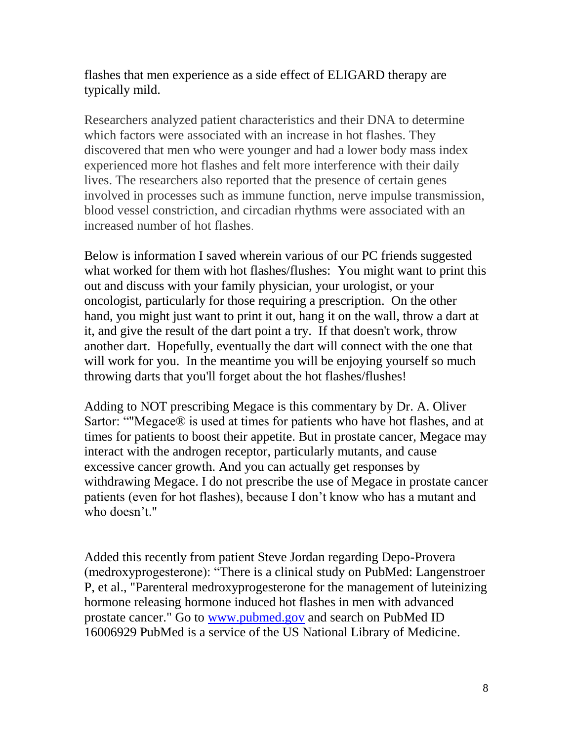flashes that men experience as a side effect of ELIGARD therapy are typically mild.

Researchers analyzed patient characteristics and their DNA to determine which factors were associated with an increase in hot flashes. They discovered that men who were younger and had a lower body mass index experienced more hot flashes and felt more interference with their daily lives. The researchers also reported that the presence of certain genes involved in processes such as immune function, nerve impulse transmission, blood vessel constriction, and circadian rhythms were associated with an increased number of hot flashes.

Below is information I saved wherein various of our PC friends suggested what worked for them with hot flashes/flushes: You might want to print this out and discuss with your family physician, your urologist, or your oncologist, particularly for those requiring a prescription. On the other hand, you might just want to print it out, hang it on the wall, throw a dart at it, and give the result of the dart point a try. If that doesn't work, throw another dart. Hopefully, eventually the dart will connect with the one that will work for you. In the meantime you will be enjoying yourself so much throwing darts that you'll forget about the hot flashes/flushes!

Adding to NOT prescribing Megace is this commentary by Dr. A. Oliver Sartor: ""Megace® is used at times for patients who have hot flashes, and at times for patients to boost their appetite. But in prostate cancer, Megace may interact with the androgen receptor, particularly mutants, and cause excessive cancer growth. And you can actually get responses by withdrawing Megace. I do not prescribe the use of Megace in prostate cancer patients (even for hot flashes), because I don't know who has a mutant and who doesn't."

Added this recently from patient Steve Jordan regarding Depo-Provera (medroxyprogesterone): "There is a clinical study on PubMed: Langenstroer P, et al., "Parenteral medroxyprogesterone for the management of luteinizing hormone releasing hormone induced hot flashes in men with advanced prostate cancer." Go to [www.pubmed.gov](http://www.pubmed.gov) and search on PubMed ID 16006929 PubMed is a service of the US National Library of Medicine.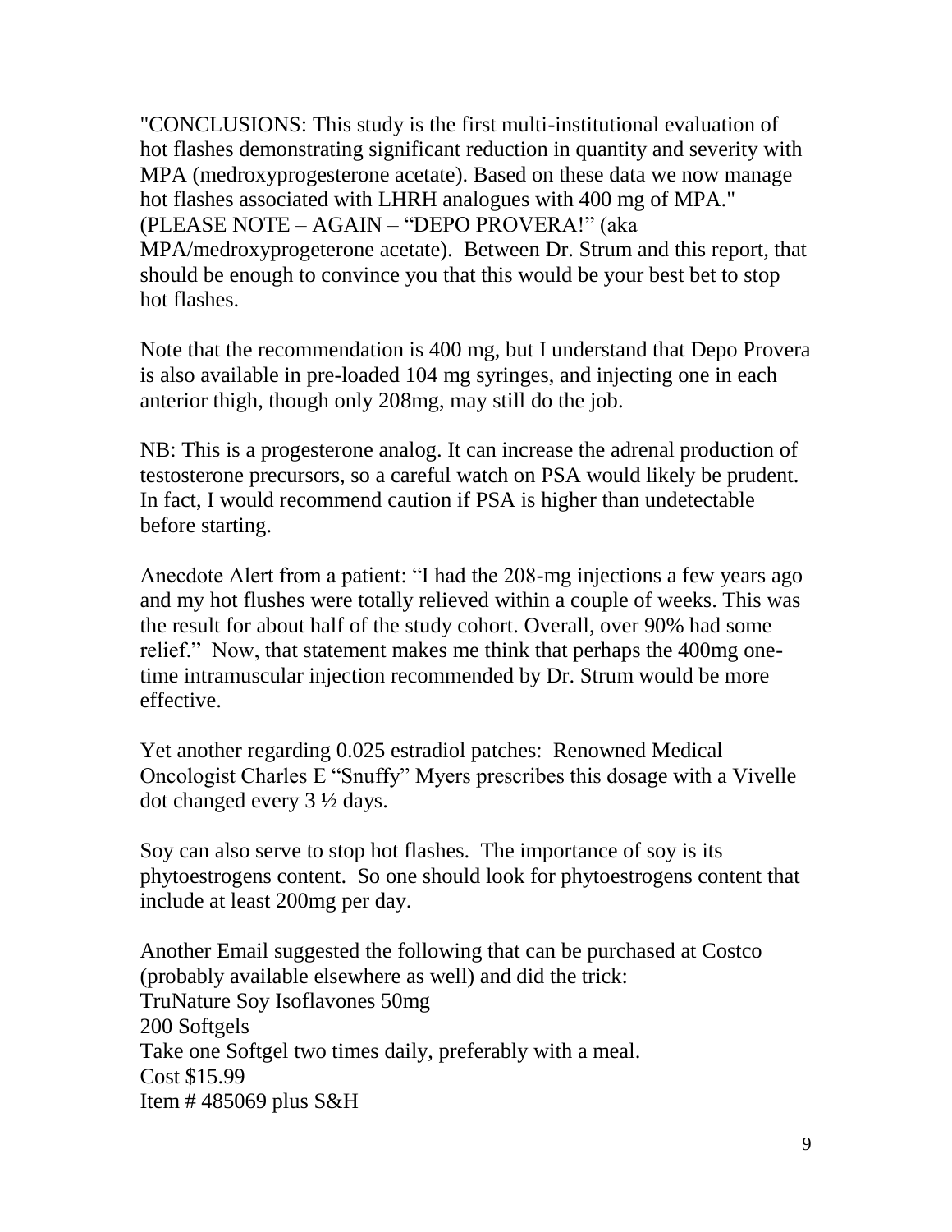"CONCLUSIONS: This study is the first multi-institutional evaluation of hot flashes demonstrating significant reduction in quantity and severity with MPA (medroxyprogesterone acetate). Based on these data we now manage hot flashes associated with LHRH analogues with 400 mg of MPA." (PLEASE NOTE – AGAIN – "DEPO PROVERA!" (aka MPA/medroxyprogeterone acetate). Between Dr. Strum and this report, that should be enough to convince you that this would be your best bet to stop hot flashes.

Note that the recommendation is 400 mg, but I understand that Depo Provera is also available in pre-loaded 104 mg syringes, and injecting one in each anterior thigh, though only 208mg, may still do the job.

NB: This is a progesterone analog. It can increase the adrenal production of testosterone precursors, so a careful watch on PSA would likely be prudent. In fact, I would recommend caution if PSA is higher than undetectable before starting.

Anecdote Alert from a patient: "I had the 208-mg injections a few years ago and my hot flushes were totally relieved within a couple of weeks. This was the result for about half of the study cohort. Overall, over 90% had some relief." Now, that statement makes me think that perhaps the 400mg one-time intramuscular injection recommended by Dr. Strum would be more effective.

Yet another regarding 0.025 estradiol patches: Renowned Medical Oncologist Charles E "Snuffy" Myers prescribes this dosage with a Vivelle dot changed every 3 ½ days.

Soy can also serve to stop hot flashes. The importance of soy is its phytoestrogens content. So one should look for phytoestrogens content that include at least 200mg per day.

Another Email suggested the following that can be purchased at Costco (probably available elsewhere as well) and did the trick:
TruNature Soy Isoflavones 50mg
200 Softgels
Take one Softgel two times daily, preferably with a meal.
Cost $15.99
Item # 485069 plus S&H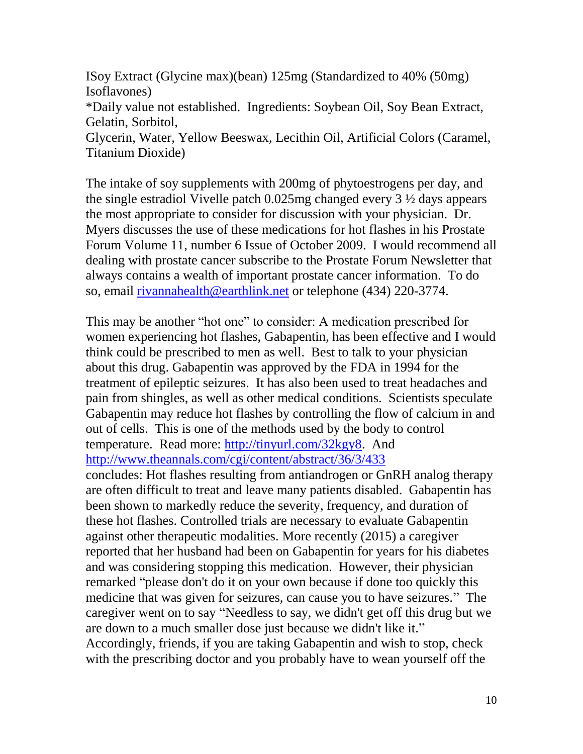ISoy Extract (Glycine max)(bean) 125mg (Standardized to 40% (50mg) Isoflavones)
*Daily value not established. Ingredients: Soybean Oil, Soy Bean Extract, Gelatin, Sorbitol,
Glycerin, Water, Yellow Beeswax, Lecithin Oil, Artificial Colors (Caramel, Titanium Dioxide)

The intake of soy supplements with 200mg of phytoestrogens per day, and the single estradiol Vivelle patch 0.025mg changed every 3 ½ days appears the most appropriate to consider for discussion with your physician. Dr. Myers discusses the use of these medications for hot flashes in his Prostate Forum Volume 11, number 6 Issue of October 2009. I would recommend all dealing with prostate cancer subscribe to the Prostate Forum Newsletter that always contains a wealth of important prostate cancer information. To do so, email [rivannahealth@earthlink.net](mailto:rivannahealth@earthlink.net) or telephone (434) 220-3774.

This may be another "hot one" to consider: A medication prescribed for women experiencing hot flashes, Gabapentin, has been effective and I would think could be prescribed to men as well. Best to talk to your physician about this drug. Gabapentin was approved by the FDA in 1994 for the treatment of epileptic seizures. It has also been used to treat headaches and pain from shingles, as well as other medical conditions. Scientists speculate Gabapentin may reduce hot flashes by controlling the flow of calcium in and out of cells. This is one of the methods used by the body to control temperature. Read more: [http://tinyurl.com/32kgy8](http://tinyurl.com/32kgy8). And [http://www.theannals.com/cgi/content/abstract/36/3/433](http://www.theannals.com/cgi/content/abstract/36/3/433) concludes: Hot flashes resulting from antiandrogen or GnRH analog therapy are often difficult to treat and leave many patients disabled. Gabapentin has been shown to markedly reduce the severity, frequency, and duration of these hot flashes. Controlled trials are necessary to evaluate Gabapentin against other therapeutic modalities. More recently (2015) a caregiver reported that her husband had been on Gabapentin for years for his diabetes and was considering stopping this medication. However, their physician remarked "please don't do it on your own because if done too quickly this medicine that was given for seizures, can cause you to have seizures." The caregiver went on to say "Needless to say, we didn't get off this drug but we are down to a much smaller dose just because we didn't like it." Accordingly, friends, if you are taking Gabapentin and wish to stop, check with the prescribing doctor and you probably have to wean yourself off the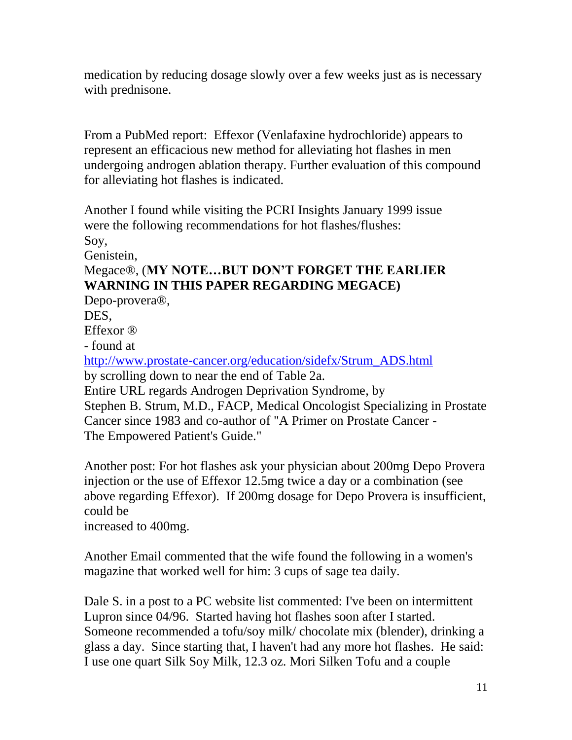medication by reducing dosage slowly over a few weeks just as is necessary with prednisone.

From a PubMed report: Effexor (Venlafaxine hydrochloride) appears to represent an efficacious new method for alleviating hot flashes in men undergoing androgen ablation therapy. Further evaluation of this compound for alleviating hot flashes is indicated.

Another I found while visiting the PCRI Insights January 1999 issue were the following recommendations for hot flashes/flushes:
Soy,
Genistein,
Megace®, (**MY NOTE…BUT DON'T FORGET THE EARLIER WARNING IN THIS PAPER REGARDING MEGACE)**
Depo-provera®,
DES,
Effexor ®
- found at
http://www.prostate-cancer.org/education/sidefx/Strum_ADS.html
by scrolling down to near the end of Table 2a.
Entire URL regards Androgen Deprivation Syndrome, by
Stephen B. Strum, M.D., FACP, Medical Oncologist Specializing in Prostate Cancer since 1983 and co-author of "A Primer on Prostate Cancer - The Empowered Patient's Guide."

Another post: For hot flashes ask your physician about 200mg Depo Provera injection or the use of Effexor 12.5mg twice a day or a combination (see above regarding Effexor). If 200mg dosage for Depo Provera is insufficient, could be
increased to 400mg.

Another Email commented that the wife found the following in a women's magazine that worked well for him: 3 cups of sage tea daily.

Dale S. in a post to a PC website list commented: I've been on intermittent Lupron since 04/96. Started having hot flashes soon after I started. Someone recommended a tofu/soy milk/ chocolate mix (blender), drinking a glass a day. Since starting that, I haven't had any more hot flashes. He said: I use one quart Silk Soy Milk, 12.3 oz. Mori Silken Tofu and a couple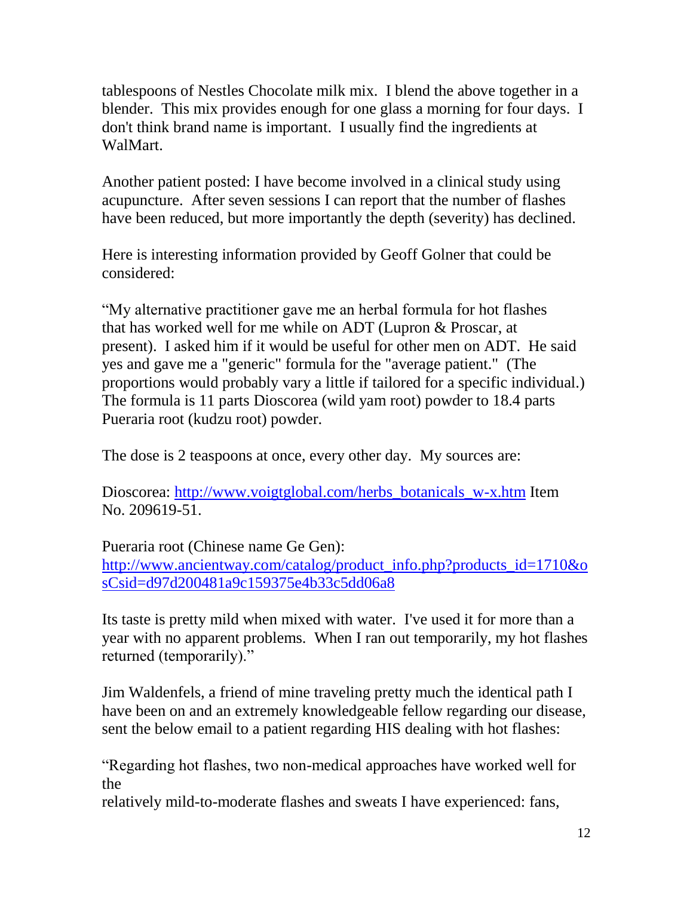tablespoons of Nestles Chocolate milk mix. I blend the above together in a blender. This mix provides enough for one glass a morning for four days. I don't think brand name is important. I usually find the ingredients at WalMart.

Another patient posted: I have become involved in a clinical study using acupuncture. After seven sessions I can report that the number of flashes have been reduced, but more importantly the depth (severity) has declined.

Here is interesting information provided by Geoff Golner that could be considered:

"My alternative practitioner gave me an herbal formula for hot flashes that has worked well for me while on ADT (Lupron & Proscar, at present). I asked him if it would be useful for other men on ADT. He said yes and gave me a "generic" formula for the "average patient." (The proportions would probably vary a little if tailored for a specific individual.) The formula is 11 parts Dioscorea (wild yam root) powder to 18.4 parts Pueraria root (kudzu root) powder.

The dose is 2 teaspoons at once, every other day. My sources are:

Dioscorea: http://www.voigtglobal.com/herbs_botanicals_w-x.htm Item No. 209619-51.

Pueraria root (Chinese name Ge Gen): http://www.ancientway.com/catalog/product_info.php?products_id=1710&osCsid=d97d200481a9c159375e4b33c5dd06a8

Its taste is pretty mild when mixed with water. I've used it for more than a year with no apparent problems. When I ran out temporarily, my hot flashes returned (temporarily)."

Jim Waldenfels, a friend of mine traveling pretty much the identical path I have been on and an extremely knowledgeable fellow regarding our disease, sent the below email to a patient regarding HIS dealing with hot flashes:

"Regarding hot flashes, two non-medical approaches have worked well for the
relatively mild-to-moderate flashes and sweats I have experienced: fans,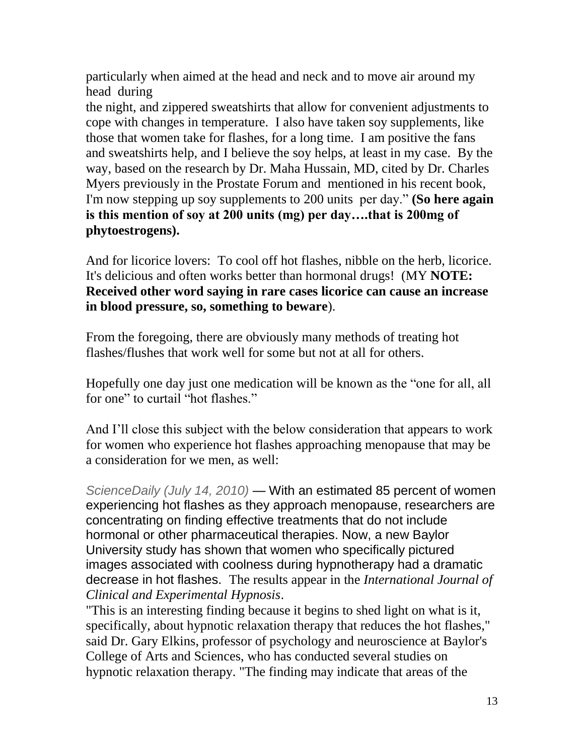particularly when aimed at the head and neck and to move air around my head during
the night, and zippered sweatshirts that allow for convenient adjustments to cope with changes in temperature. I also have taken soy supplements, like those that women take for flashes, for a long time. I am positive the fans and sweatshirts help, and I believe the soy helps, at least in my case. By the way, based on the research by Dr. Maha Hussain, MD, cited by Dr. Charles Myers previously in the Prostate Forum and mentioned in his recent book, I'm now stepping up soy supplements to 200 units per day." **(So here again is this mention of soy at 200 units (mg) per day….that is 200mg of phytoestrogens).**

And for licorice lovers: To cool off hot flashes, nibble on the herb, licorice. It's delicious and often works better than hormonal drugs! (MY **NOTE: Received other word saying in rare cases licorice can cause an increase in blood pressure, so, something to beware**).

From the foregoing, there are obviously many methods of treating hot flashes/flushes that work well for some but not at all for others.

Hopefully one day just one medication will be known as the "one for all, all for one" to curtail "hot flashes."

And I'll close this subject with the below consideration that appears to work for women who experience hot flashes approaching menopause that may be a consideration for we men, as well:

*ScienceDaily (July 14, 2010)* — With an estimated 85 percent of women experiencing hot flashes as they approach menopause, researchers are concentrating on finding effective treatments that do not include hormonal or other pharmaceutical therapies. Now, a new Baylor University study has shown that women who specifically pictured images associated with coolness during hypnotherapy had a dramatic decrease in hot flashes. The results appear in the *International Journal of Clinical and Experimental Hypnosis*.
"This is an interesting finding because it begins to shed light on what is it, specifically, about hypnotic relaxation therapy that reduces the hot flashes," said Dr. Gary Elkins, professor of psychology and neuroscience at Baylor's College of Arts and Sciences, who has conducted several studies on hypnotic relaxation therapy. "The finding may indicate that areas of the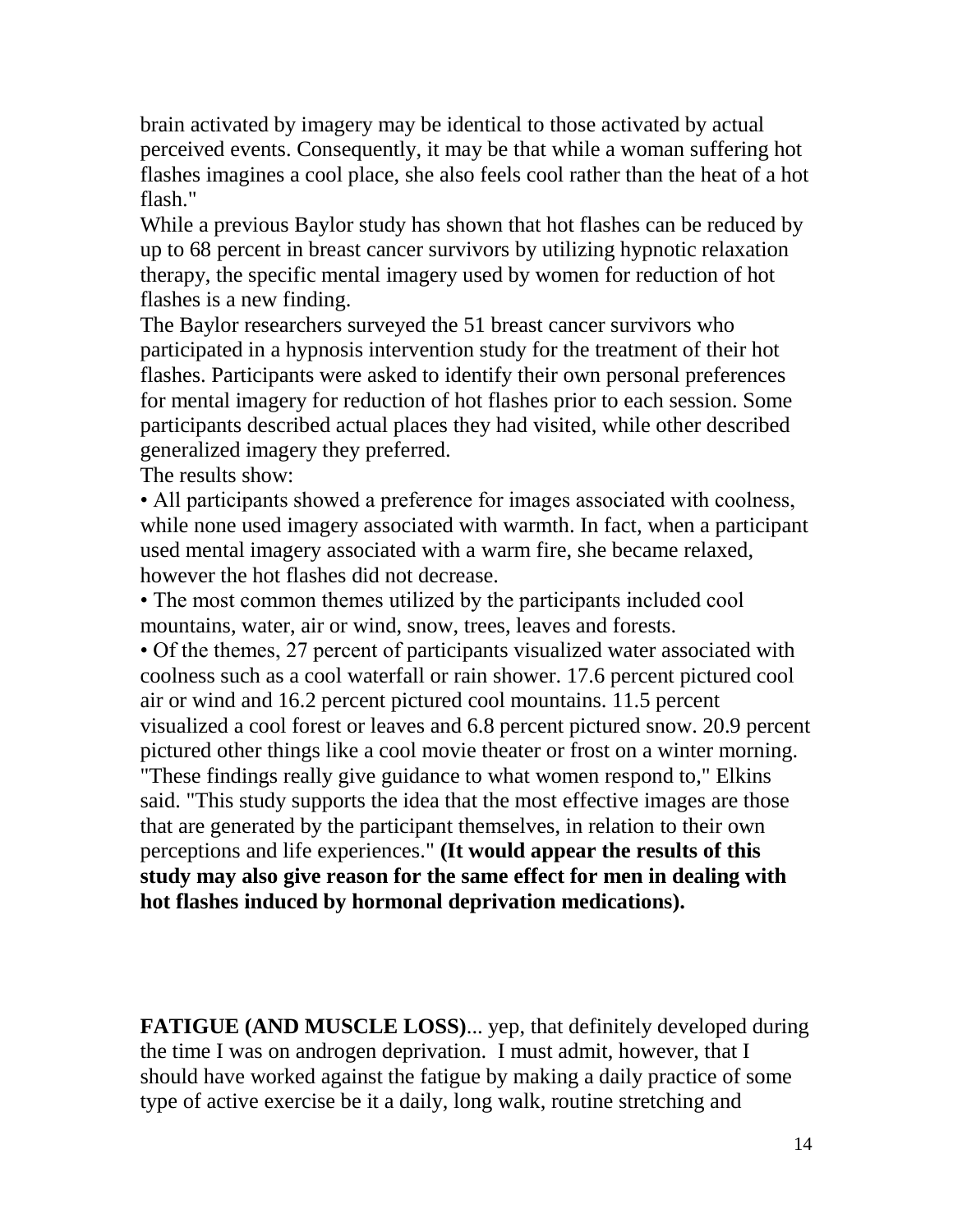brain activated by imagery may be identical to those activated by actual perceived events. Consequently, it may be that while a woman suffering hot flashes imagines a cool place, she also feels cool rather than the heat of a hot flash."

While a previous Baylor study has shown that hot flashes can be reduced by up to 68 percent in breast cancer survivors by utilizing hypnotic relaxation therapy, the specific mental imagery used by women for reduction of hot flashes is a new finding.

The Baylor researchers surveyed the 51 breast cancer survivors who participated in a hypnosis intervention study for the treatment of their hot flashes. Participants were asked to identify their own personal preferences for mental imagery for reduction of hot flashes prior to each session. Some participants described actual places they had visited, while other described generalized imagery they preferred.

The results show:

• All participants showed a preference for images associated with coolness, while none used imagery associated with warmth. In fact, when a participant used mental imagery associated with a warm fire, she became relaxed, however the hot flashes did not decrease.

• The most common themes utilized by the participants included cool mountains, water, air or wind, snow, trees, leaves and forests.

• Of the themes, 27 percent of participants visualized water associated with coolness such as a cool waterfall or rain shower. 17.6 percent pictured cool air or wind and 16.2 percent pictured cool mountains. 11.5 percent visualized a cool forest or leaves and 6.8 percent pictured snow. 20.9 percent pictured other things like a cool movie theater or frost on a winter morning.

"These findings really give guidance to what women respond to," Elkins said. "This study supports the idea that the most effective images are those that are generated by the participant themselves, in relation to their own perceptions and life experiences." **(It would appear the results of this study may also give reason for the same effect for men in dealing with hot flashes induced by hormonal deprivation medications).**

**FATIGUE (AND MUSCLE LOSS)**... yep, that definitely developed during the time I was on androgen deprivation. I must admit, however, that I should have worked against the fatigue by making a daily practice of some type of active exercise be it a daily, long walk, routine stretching and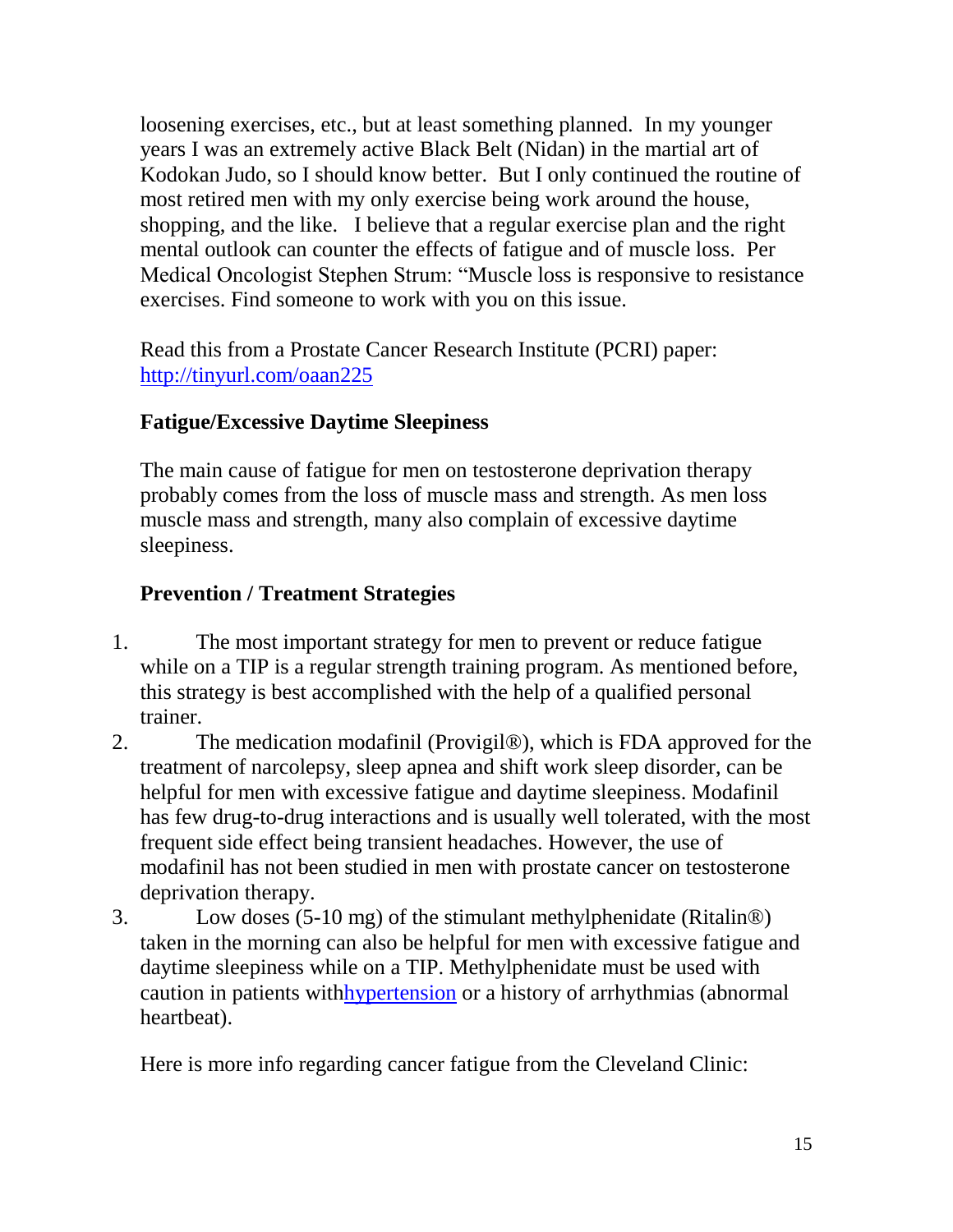loosening exercises, etc., but at least something planned. In my younger years I was an extremely active Black Belt (Nidan) in the martial art of Kodokan Judo, so I should know better. But I only continued the routine of most retired men with my only exercise being work around the house, shopping, and the like. I believe that a regular exercise plan and the right mental outlook can counter the effects of fatigue and of muscle loss. Per Medical Oncologist Stephen Strum: "Muscle loss is responsive to resistance exercises. Find someone to work with you on this issue.

Read this from a Prostate Cancer Research Institute (PCRI) paper: [http://tinyurl.com/oaan225](http://tinyurl.com/oaan225)

**Fatigue/Excessive Daytime Sleepiness**

The main cause of fatigue for men on testosterone deprivation therapy probably comes from the loss of muscle mass and strength. As men loss muscle mass and strength, many also complain of excessive daytime sleepiness.

**Prevention / Treatment Strategies**

1. The most important strategy for men to prevent or reduce fatigue while on a TIP is a regular strength training program. As mentioned before, this strategy is best accomplished with the help of a qualified personal trainer.
2. The medication modafinil (Provigil®), which is FDA approved for the treatment of narcolepsy, sleep apnea and shift work sleep disorder, can be helpful for men with excessive fatigue and daytime sleepiness. Modafinil has few drug-to-drug interactions and is usually well tolerated, with the most frequent side effect being transient headaches. However, the use of modafinil has not been studied in men with prostate cancer on testosterone deprivation therapy.
3. Low doses (5-10 mg) of the stimulant methylphenidate (Ritalin®) taken in the morning can also be helpful for men with excessive fatigue and daytime sleepiness while on a TIP. Methylphenidate must be used with caution in patients with[hypertension]() or a history of arrhythmias (abnormal heartbeat).

Here is more info regarding cancer fatigue from the Cleveland Clinic: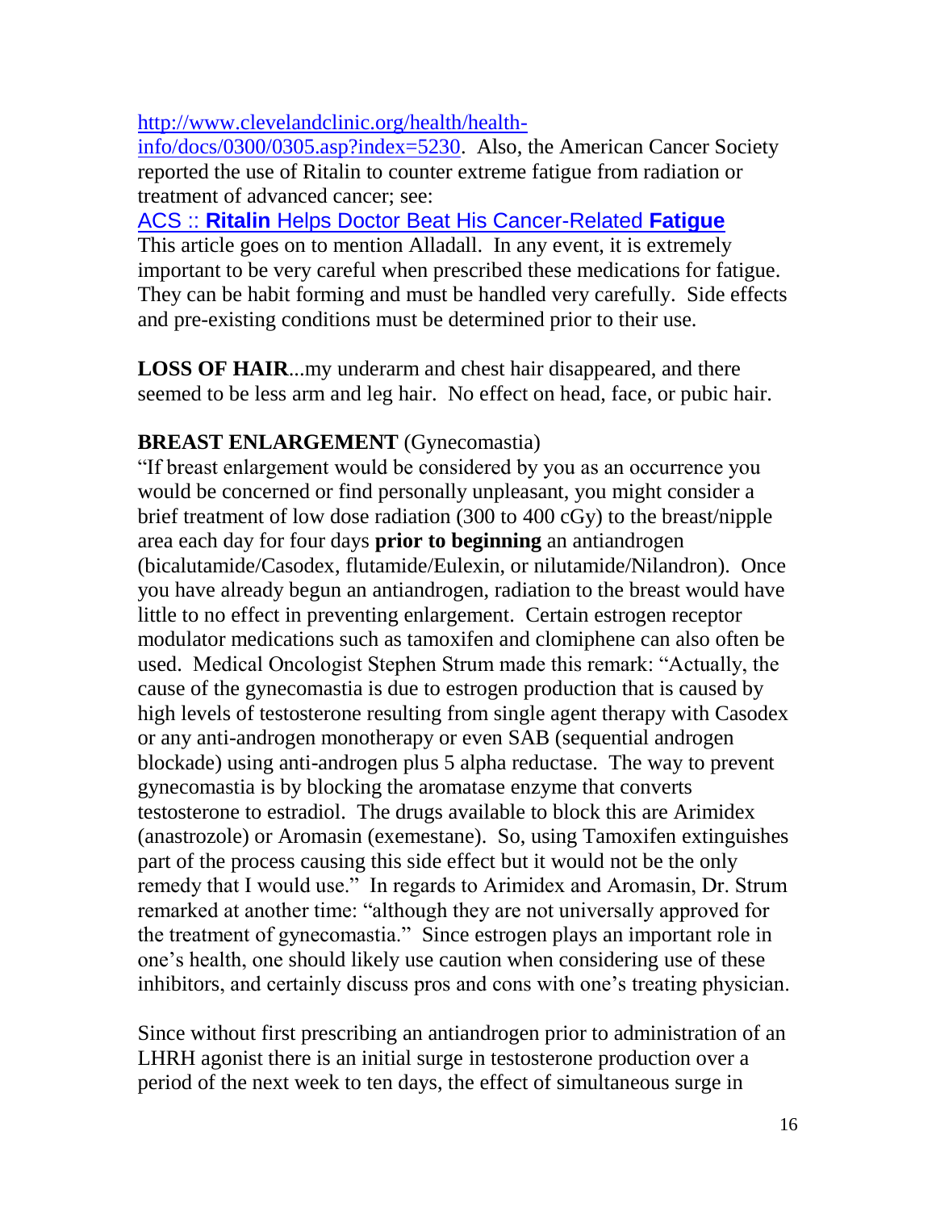[http://www.clevelandclinic.org/health/health-info/docs/0300/0305.asp?index=5230](http://www.clevelandclinic.org/health/health-info/docs/0300/0305.asp?index=5230). Also, the American Cancer Society reported the use of Ritalin to counter extreme fatigue from radiation or treatment of advanced cancer; see:

[ACS :: **Ritalin** Helps Doctor Beat His Cancer-Related **Fatigue**]()

This article goes on to mention Alladall. In any event, it is extremely important to be very careful when prescribed these medications for fatigue. They can be habit forming and must be handled very carefully. Side effects and pre-existing conditions must be determined prior to their use.

**LOSS OF HAIR**...my underarm and chest hair disappeared, and there seemed to be less arm and leg hair. No effect on head, face, or pubic hair.

**BREAST ENLARGEMENT** (Gynecomastia)

"If breast enlargement would be considered by you as an occurrence you would be concerned or find personally unpleasant, you might consider a brief treatment of low dose radiation (300 to 400 cGy) to the breast/nipple area each day for four days **prior to beginning** an antiandrogen (bicalutamide/Casodex, flutamide/Eulexin, or nilutamide/Nilandron). Once you have already begun an antiandrogen, radiation to the breast would have little to no effect in preventing enlargement. Certain estrogen receptor modulator medications such as tamoxifen and clomiphene can also often be used. Medical Oncologist Stephen Strum made this remark: "Actually, the cause of the gynecomastia is due to estrogen production that is caused by high levels of testosterone resulting from single agent therapy with Casodex or any anti-androgen monotherapy or even SAB (sequential androgen blockade) using anti-androgen plus 5 alpha reductase. The way to prevent gynecomastia is by blocking the aromatase enzyme that converts testosterone to estradiol. The drugs available to block this are Arimidex (anastrozole) or Aromasin (exemestane). So, using Tamoxifen extinguishes part of the process causing this side effect but it would not be the only remedy that I would use." In regards to Arimidex and Aromasin, Dr. Strum remarked at another time: "although they are not universally approved for the treatment of gynecomastia." Since estrogen plays an important role in one's health, one should likely use caution when considering use of these inhibitors, and certainly discuss pros and cons with one's treating physician.

Since without first prescribing an antiandrogen prior to administration of an LHRH agonist there is an initial surge in testosterone production over a period of the next week to ten days, the effect of simultaneous surge in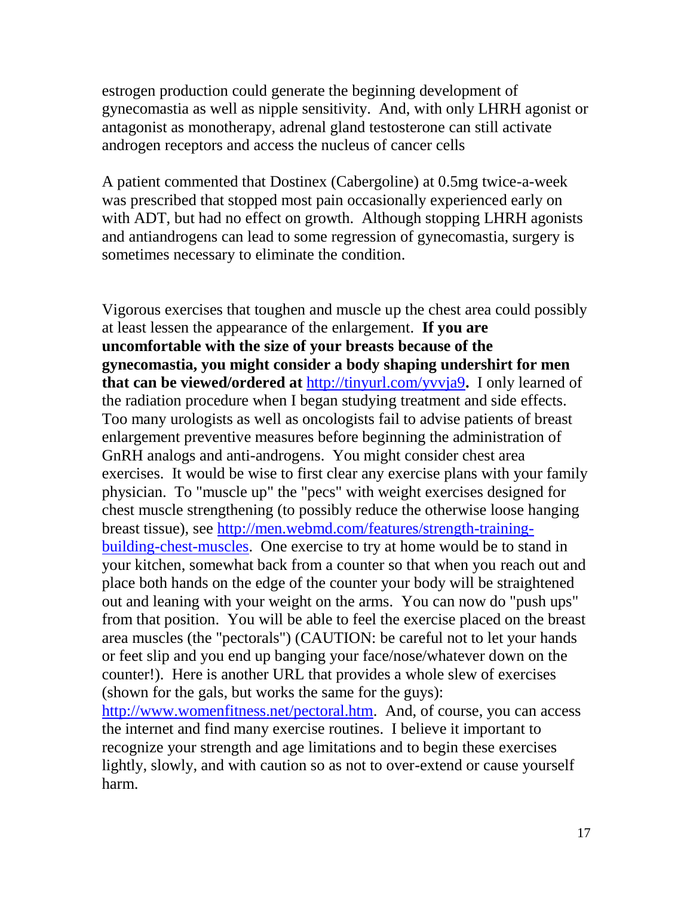estrogen production could generate the beginning development of gynecomastia as well as nipple sensitivity. And, with only LHRH agonist or antagonist as monotherapy, adrenal gland testosterone can still activate androgen receptors and access the nucleus of cancer cells

A patient commented that Dostinex (Cabergoline) at 0.5mg twice-a-week was prescribed that stopped most pain occasionally experienced early on with ADT, but had no effect on growth. Although stopping LHRH agonists and antiandrogens can lead to some regression of gynecomastia, surgery is sometimes necessary to eliminate the condition.

Vigorous exercises that toughen and muscle up the chest area could possibly at least lessen the appearance of the enlargement. **If you are uncomfortable with the size of your breasts because of the gynecomastia, you might consider a body shaping undershirt for men that can be viewed/ordered at [http://tinyurl.com/yvvja9](http://tinyurl.com/yvvja9).** I only learned of the radiation procedure when I began studying treatment and side effects. Too many urologists as well as oncologists fail to advise patients of breast enlargement preventive measures before beginning the administration of GnRH analogs and anti-androgens. You might consider chest area exercises. It would be wise to first clear any exercise plans with your family physician. To "muscle up" the "pecs" with weight exercises designed for chest muscle strengthening (to possibly reduce the otherwise loose hanging breast tissue), see [http://men.webmd.com/features/strength-training-building-chest-muscles](http://men.webmd.com/features/strength-training-building-chest-muscles). One exercise to try at home would be to stand in your kitchen, somewhat back from a counter so that when you reach out and place both hands on the edge of the counter your body will be straightened out and leaning with your weight on the arms. You can now do "push ups" from that position. You will be able to feel the exercise placed on the breast area muscles (the "pectorals") (CAUTION: be careful not to let your hands or feet slip and you end up banging your face/nose/whatever down on the counter!). Here is another URL that provides a whole slew of exercises (shown for the gals, but works the same for the guys): [http://www.womenfitness.net/pectoral.htm](http://www.womenfitness.net/pectoral.htm). And, of course, you can access the internet and find many exercise routines. I believe it important to recognize your strength and age limitations and to begin these exercises lightly, slowly, and with caution so as not to over-extend or cause yourself harm.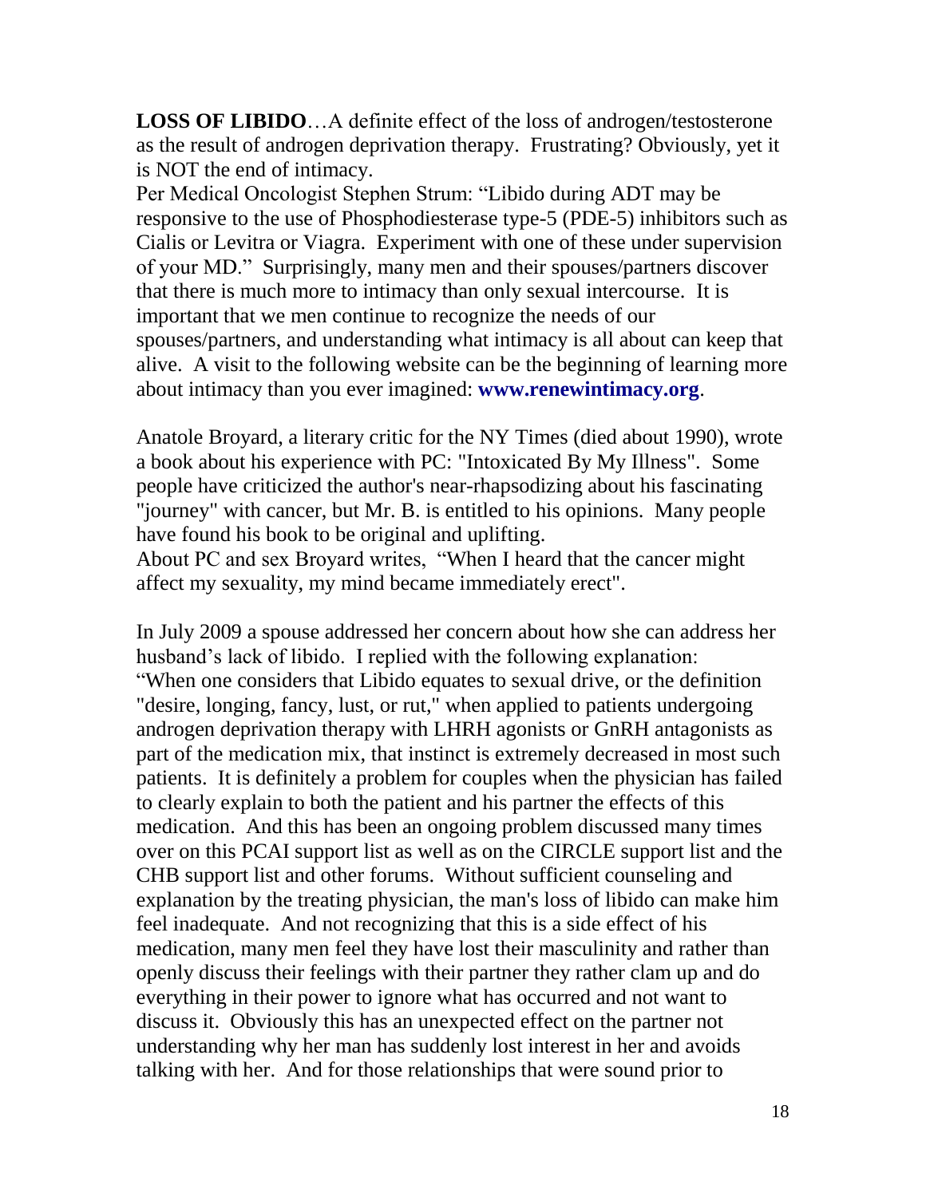**LOSS OF LIBIDO**…A definite effect of the loss of androgen/testosterone as the result of androgen deprivation therapy. Frustrating? Obviously, yet it is NOT the end of intimacy.

Per Medical Oncologist Stephen Strum: "Libido during ADT may be responsive to the use of Phosphodiesterase type-5 (PDE-5) inhibitors such as Cialis or Levitra or Viagra. Experiment with one of these under supervision of your MD." Surprisingly, many men and their spouses/partners discover that there is much more to intimacy than only sexual intercourse. It is important that we men continue to recognize the needs of our spouses/partners, and understanding what intimacy is all about can keep that alive. A visit to the following website can be the beginning of learning more about intimacy than you ever imagined: **www.renewintimacy.org**.

Anatole Broyard, a literary critic for the NY Times (died about 1990), wrote a book about his experience with PC: "Intoxicated By My Illness". Some people have criticized the author's near-rhapsodizing about his fascinating "journey" with cancer, but Mr. B. is entitled to his opinions. Many people have found his book to be original and uplifting.

About PC and sex Broyard writes, "When I heard that the cancer might affect my sexuality, my mind became immediately erect".

In July 2009 a spouse addressed her concern about how she can address her husband's lack of libido. I replied with the following explanation:

"When one considers that Libido equates to sexual drive, or the definition "desire, longing, fancy, lust, or rut," when applied to patients undergoing androgen deprivation therapy with LHRH agonists or GnRH antagonists as part of the medication mix, that instinct is extremely decreased in most such patients. It is definitely a problem for couples when the physician has failed to clearly explain to both the patient and his partner the effects of this medication. And this has been an ongoing problem discussed many times over on this PCAI support list as well as on the CIRCLE support list and the CHB support list and other forums. Without sufficient counseling and explanation by the treating physician, the man's loss of libido can make him feel inadequate. And not recognizing that this is a side effect of his medication, many men feel they have lost their masculinity and rather than openly discuss their feelings with their partner they rather clam up and do everything in their power to ignore what has occurred and not want to discuss it. Obviously this has an unexpected effect on the partner not understanding why her man has suddenly lost interest in her and avoids talking with her. And for those relationships that were sound prior to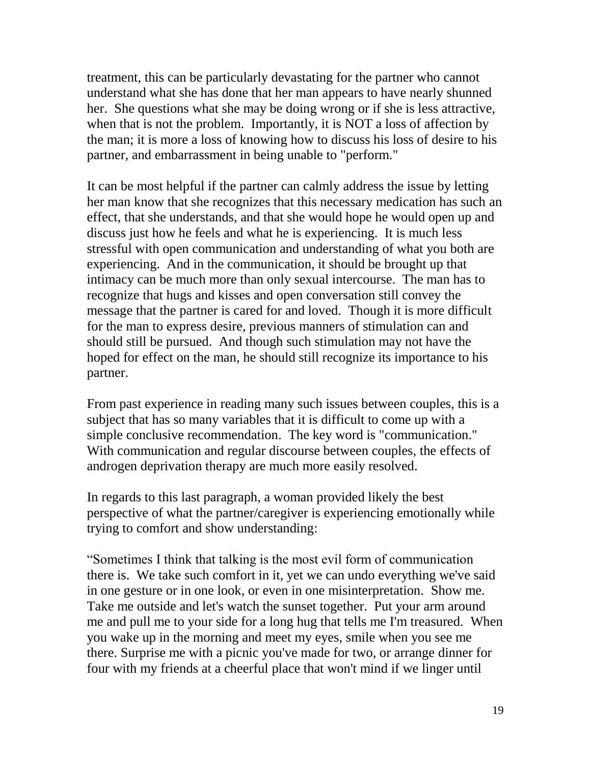treatment, this can be particularly devastating for the partner who cannot understand what she has done that her man appears to have nearly shunned her. She questions what she may be doing wrong or if she is less attractive, when that is not the problem. Importantly, it is NOT a loss of affection by the man; it is more a loss of knowing how to discuss his loss of desire to his partner, and embarrassment in being unable to "perform."

It can be most helpful if the partner can calmly address the issue by letting her man know that she recognizes that this necessary medication has such an effect, that she understands, and that she would hope he would open up and discuss just how he feels and what he is experiencing. It is much less stressful with open communication and understanding of what you both are experiencing. And in the communication, it should be brought up that intimacy can be much more than only sexual intercourse. The man has to recognize that hugs and kisses and open conversation still convey the message that the partner is cared for and loved. Though it is more difficult for the man to express desire, previous manners of stimulation can and should still be pursued. And though such stimulation may not have the hoped for effect on the man, he should still recognize its importance to his partner.

From past experience in reading many such issues between couples, this is a subject that has so many variables that it is difficult to come up with a simple conclusive recommendation. The key word is "communication." With communication and regular discourse between couples, the effects of androgen deprivation therapy are much more easily resolved.

In regards to this last paragraph, a woman provided likely the best perspective of what the partner/caregiver is experiencing emotionally while trying to comfort and show understanding:

“Sometimes I think that talking is the most evil form of communication there is. We take such comfort in it, yet we can undo everything we've said in one gesture or in one look, or even in one misinterpretation. Show me. Take me outside and let's watch the sunset together. Put your arm around me and pull me to your side for a long hug that tells me I'm treasured. When you wake up in the morning and meet my eyes, smile when you see me there. Surprise me with a picnic you've made for two, or arrange dinner for four with my friends at a cheerful place that won't mind if we linger until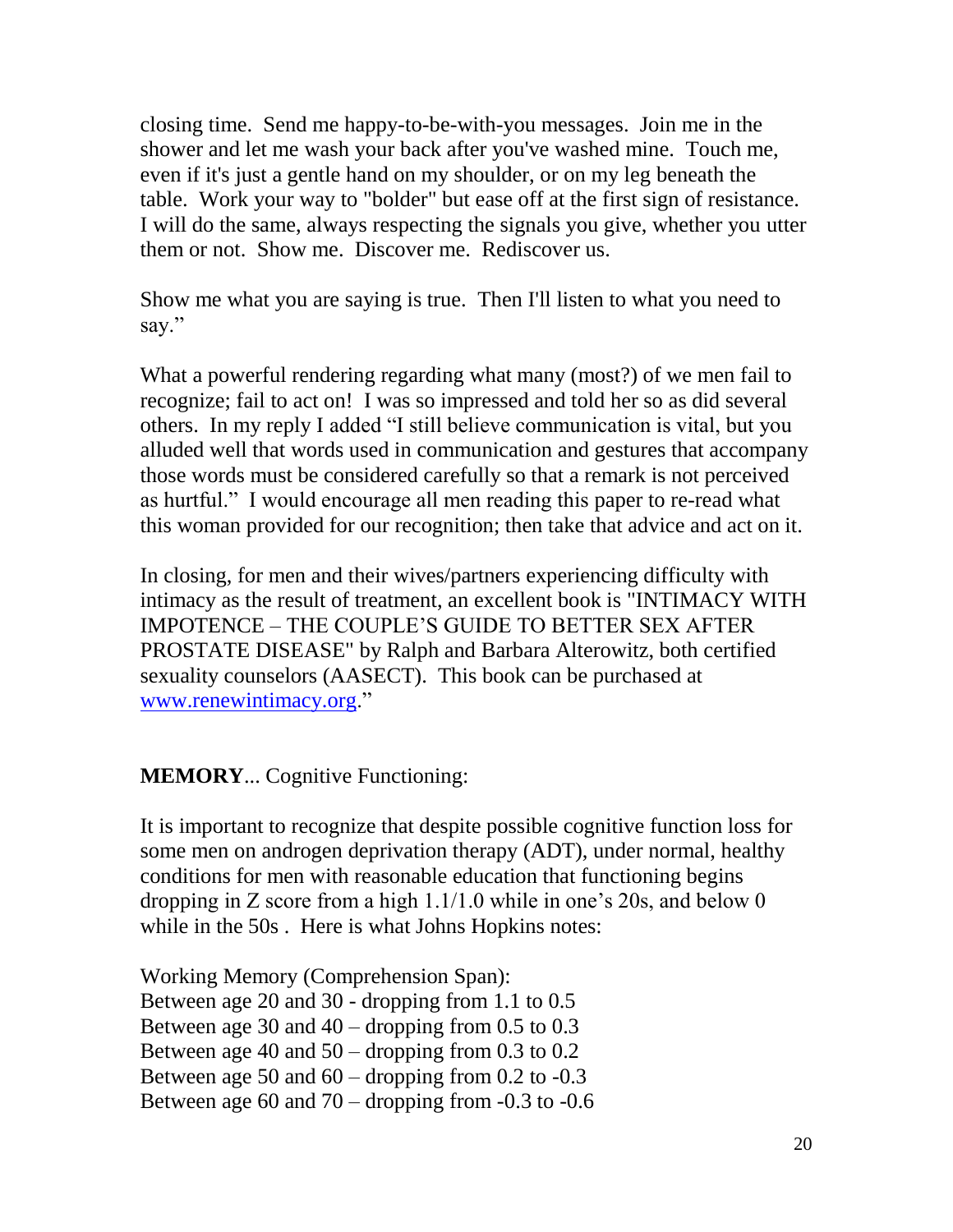closing time. Send me happy-to-be-with-you messages. Join me in the shower and let me wash your back after you've washed mine. Touch me, even if it's just a gentle hand on my shoulder, or on my leg beneath the table. Work your way to "bolder" but ease off at the first sign of resistance. I will do the same, always respecting the signals you give, whether you utter them or not. Show me. Discover me. Rediscover us.

Show me what you are saying is true. Then I'll listen to what you need to say."

What a powerful rendering regarding what many (most?) of we men fail to recognize; fail to act on! I was so impressed and told her so as did several others. In my reply I added "I still believe communication is vital, but you alluded well that words used in communication and gestures that accompany those words must be considered carefully so that a remark is not perceived as hurtful." I would encourage all men reading this paper to re-read what this woman provided for our recognition; then take that advice and act on it.

In closing, for men and their wives/partners experiencing difficulty with intimacy as the result of treatment, an excellent book is "INTIMACY WITH IMPOTENCE – THE COUPLE'S GUIDE TO BETTER SEX AFTER PROSTATE DISEASE" by Ralph and Barbara Alterowitz, both certified sexuality counselors (AASECT). This book can be purchased at [www.renewintimacy.org](http://www.renewintimacy.org)."

**MEMORY**... Cognitive Functioning:

It is important to recognize that despite possible cognitive function loss for some men on androgen deprivation therapy (ADT), under normal, healthy conditions for men with reasonable education that functioning begins dropping in Z score from a high 1.1/1.0 while in one's 20s, and below 0 while in the 50s . Here is what Johns Hopkins notes:

Working Memory (Comprehension Span):
Between age 20 and 30 - dropping from 1.1 to 0.5
Between age 30 and 40 – dropping from 0.5 to 0.3
Between age 40 and 50 – dropping from 0.3 to 0.2
Between age 50 and 60 – dropping from 0.2 to -0.3
Between age 60 and 70 – dropping from -0.3 to -0.6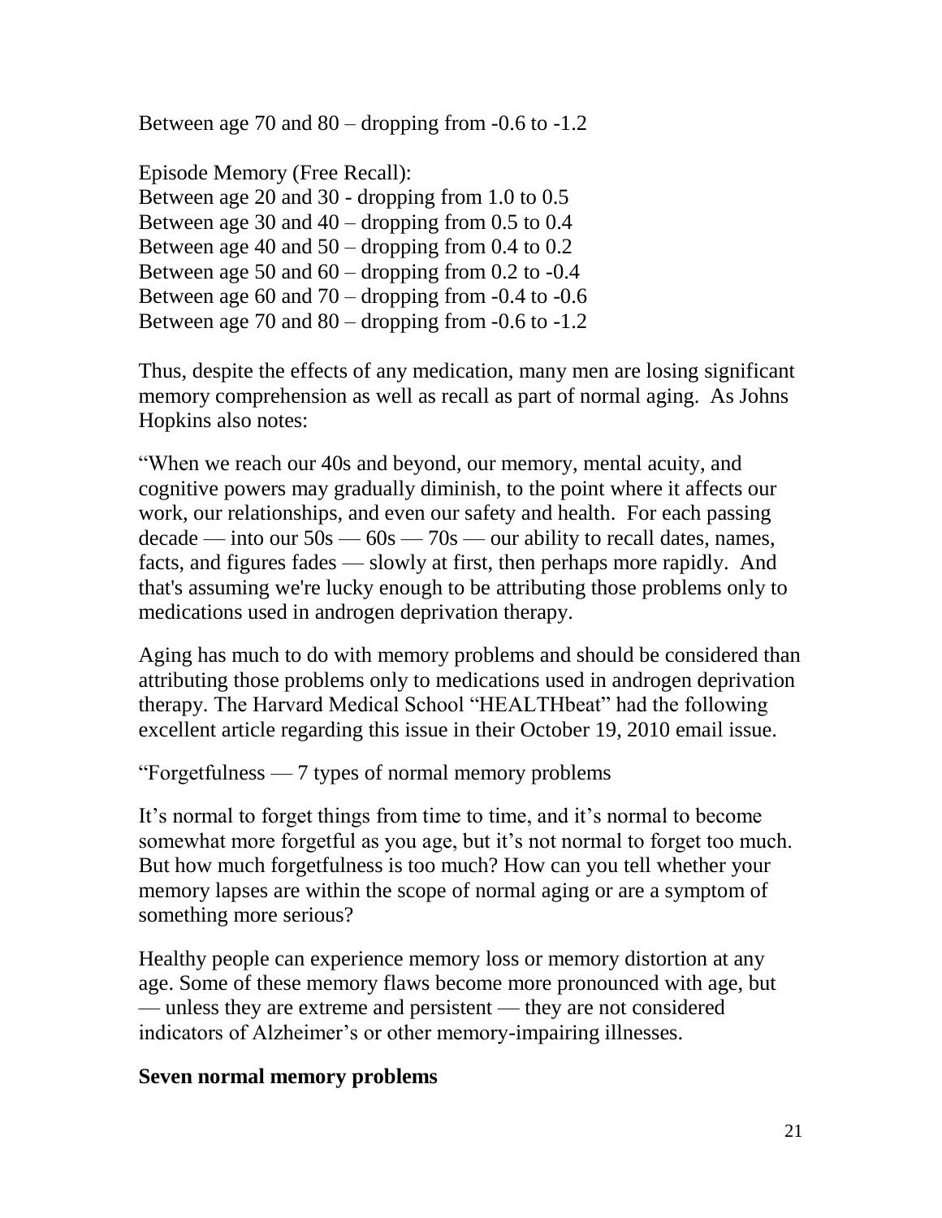Between age 70 and 80 – dropping from -0.6 to -1.2

Episode Memory (Free Recall):
Between age 20 and 30 - dropping from 1.0 to 0.5
Between age 30 and 40 – dropping from 0.5 to 0.4
Between age 40 and 50 – dropping from 0.4 to 0.2
Between age 50 and 60 – dropping from 0.2 to -0.4
Between age 60 and 70 – dropping from -0.4 to -0.6
Between age 70 and 80 – dropping from -0.6 to -1.2

Thus, despite the effects of any medication, many men are losing significant memory comprehension as well as recall as part of normal aging. As Johns Hopkins also notes:

"When we reach our 40s and beyond, our memory, mental acuity, and cognitive powers may gradually diminish, to the point where it affects our work, our relationships, and even our safety and health. For each passing decade — into our 50s — 60s — 70s — our ability to recall dates, names, facts, and figures fades — slowly at first, then perhaps more rapidly. And that's assuming we're lucky enough to be attributing those problems only to medications used in androgen deprivation therapy.

Aging has much to do with memory problems and should be considered than attributing those problems only to medications used in androgen deprivation therapy. The Harvard Medical School "HEALTHbeat" had the following excellent article regarding this issue in their October 19, 2010 email issue.

"Forgetfulness — 7 types of normal memory problems

It's normal to forget things from time to time, and it's normal to become somewhat more forgetful as you age, but it's not normal to forget too much. But how much forgetfulness is too much? How can you tell whether your memory lapses are within the scope of normal aging or are a symptom of something more serious?

Healthy people can experience memory loss or memory distortion at any age. Some of these memory flaws become more pronounced with age, but — unless they are extreme and persistent — they are not considered indicators of Alzheimer's or other memory-impairing illnesses.

**Seven normal memory problems**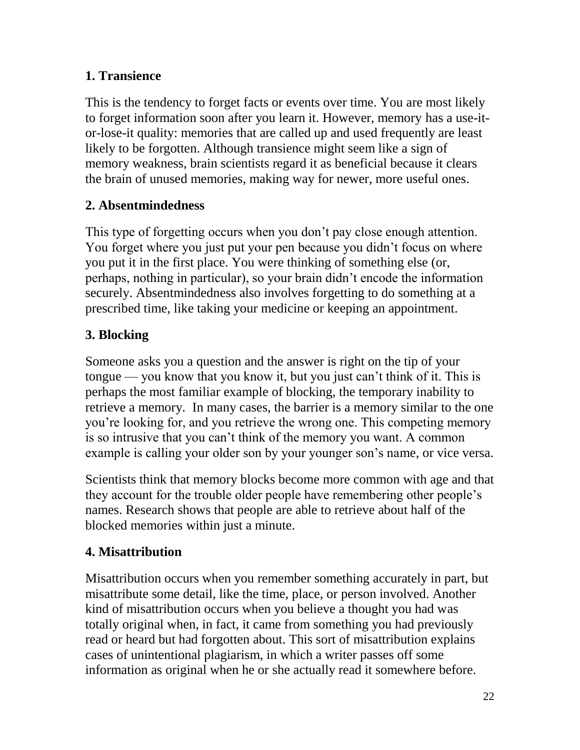### 1. Transience

This is the tendency to forget facts or events over time. You are most likely to forget information soon after you learn it. However, memory has a use-it-or-lose-it quality: memories that are called up and used frequently are least likely to be forgotten. Although transience might seem like a sign of memory weakness, brain scientists regard it as beneficial because it clears the brain of unused memories, making way for newer, more useful ones.

### 2. Absentmindedness

This type of forgetting occurs when you don't pay close enough attention. You forget where you just put your pen because you didn't focus on where you put it in the first place. You were thinking of something else (or, perhaps, nothing in particular), so your brain didn't encode the information securely. Absentmindedness also involves forgetting to do something at a prescribed time, like taking your medicine or keeping an appointment.

### 3. Blocking

Someone asks you a question and the answer is right on the tip of your tongue — you know that you know it, but you just can't think of it. This is perhaps the most familiar example of blocking, the temporary inability to retrieve a memory. In many cases, the barrier is a memory similar to the one you're looking for, and you retrieve the wrong one. This competing memory is so intrusive that you can't think of the memory you want. A common example is calling your older son by your younger son's name, or vice versa.

Scientists think that memory blocks become more common with age and that they account for the trouble older people have remembering other people's names. Research shows that people are able to retrieve about half of the blocked memories within just a minute.

### 4. Misattribution

Misattribution occurs when you remember something accurately in part, but misattribute some detail, like the time, place, or person involved. Another kind of misattribution occurs when you believe a thought you had was totally original when, in fact, it came from something you had previously read or heard but had forgotten about. This sort of misattribution explains cases of unintentional plagiarism, in which a writer passes off some information as original when he or she actually read it somewhere before.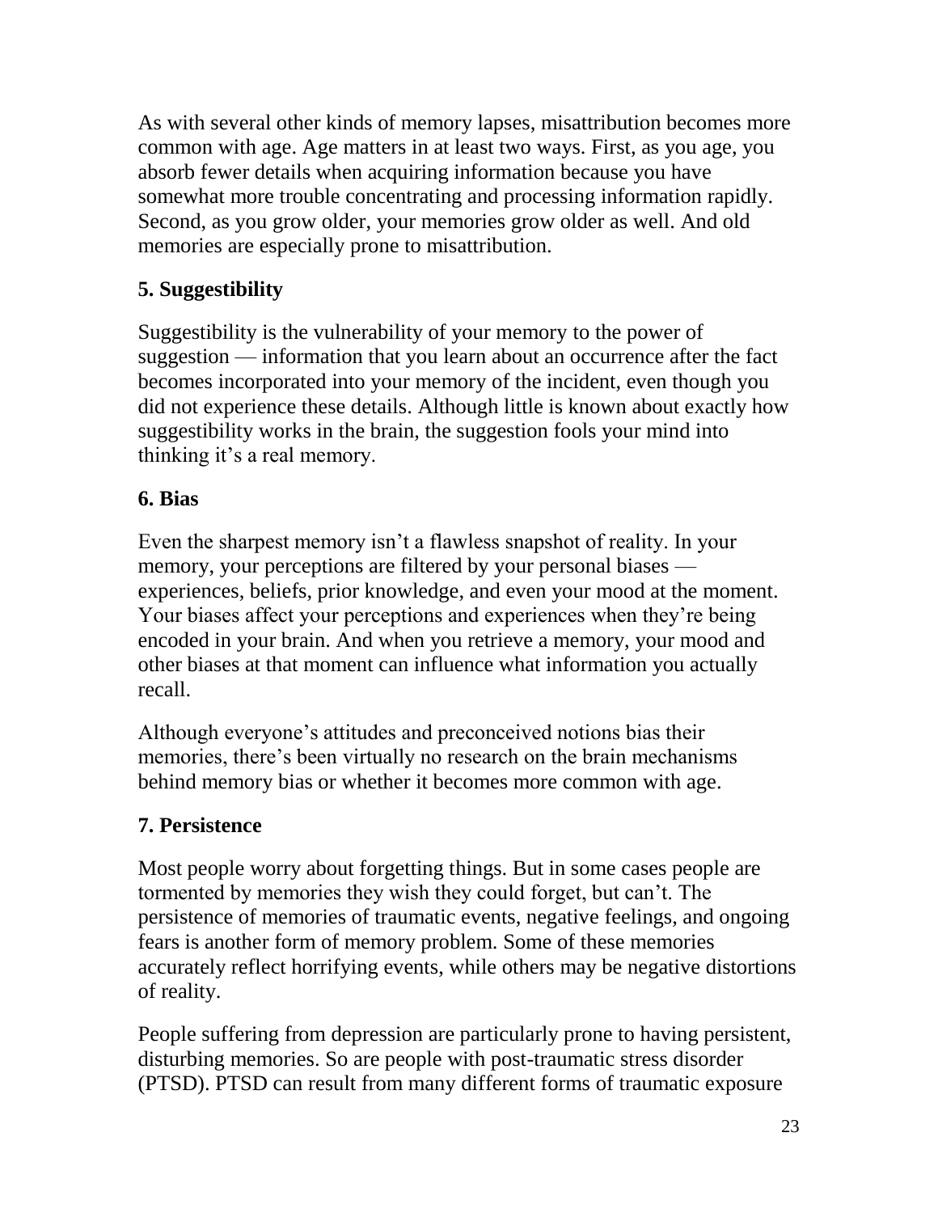As with several other kinds of memory lapses, misattribution becomes more common with age. Age matters in at least two ways. First, as you age, you absorb fewer details when acquiring information because you have somewhat more trouble concentrating and processing information rapidly. Second, as you grow older, your memories grow older as well. And old memories are especially prone to misattribution.

### 5. Suggestibility

Suggestibility is the vulnerability of your memory to the power of suggestion — information that you learn about an occurrence after the fact becomes incorporated into your memory of the incident, even though you did not experience these details. Although little is known about exactly how suggestibility works in the brain, the suggestion fools your mind into thinking it's a real memory.

### 6. Bias

Even the sharpest memory isn't a flawless snapshot of reality. In your memory, your perceptions are filtered by your personal biases — experiences, beliefs, prior knowledge, and even your mood at the moment. Your biases affect your perceptions and experiences when they're being encoded in your brain. And when you retrieve a memory, your mood and other biases at that moment can influence what information you actually recall.

Although everyone's attitudes and preconceived notions bias their memories, there's been virtually no research on the brain mechanisms behind memory bias or whether it becomes more common with age.

### 7. Persistence

Most people worry about forgetting things. But in some cases people are tormented by memories they wish they could forget, but can't. The persistence of memories of traumatic events, negative feelings, and ongoing fears is another form of memory problem. Some of these memories accurately reflect horrifying events, while others may be negative distortions of reality.

People suffering from depression are particularly prone to having persistent, disturbing memories. So are people with post-traumatic stress disorder (PTSD). PTSD can result from many different forms of traumatic exposure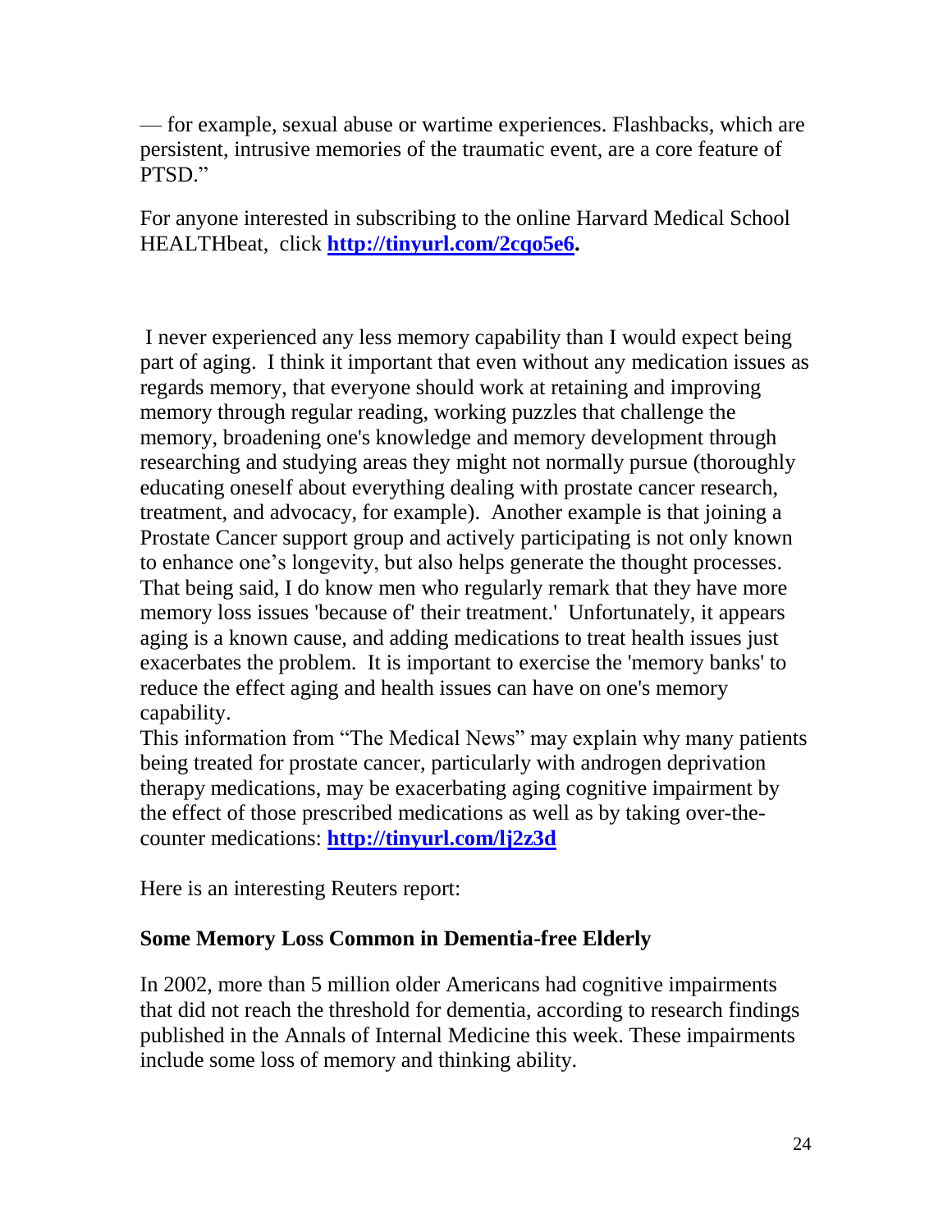— for example, sexual abuse or wartime experiences. Flashbacks, which are persistent, intrusive memories of the traumatic event, are a core feature of PTSD."

For anyone interested in subscribing to the online Harvard Medical School HEALTHbeat, click **http://tinyurl.com/2cqo5e6.**

I never experienced any less memory capability than I would expect being part of aging. I think it important that even without any medication issues as regards memory, that everyone should work at retaining and improving memory through regular reading, working puzzles that challenge the memory, broadening one's knowledge and memory development through researching and studying areas they might not normally pursue (thoroughly educating oneself about everything dealing with prostate cancer research, treatment, and advocacy, for example). Another example is that joining a Prostate Cancer support group and actively participating is not only known to enhance one's longevity, but also helps generate the thought processes. That being said, I do know men who regularly remark that they have more memory loss issues 'because of' their treatment.' Unfortunately, it appears aging is a known cause, and adding medications to treat health issues just exacerbates the problem. It is important to exercise the 'memory banks' to reduce the effect aging and health issues can have on one's memory capability.
This information from "The Medical News" may explain why many patients being treated for prostate cancer, particularly with androgen deprivation therapy medications, may be exacerbating aging cognitive impairment by the effect of those prescribed medications as well as by taking over-the-counter medications: **http://tinyurl.com/lj2z3d**

Here is an interesting Reuters report:

**Some Memory Loss Common in Dementia-free Elderly**

In 2002, more than 5 million older Americans had cognitive impairments that did not reach the threshold for dementia, according to research findings published in the Annals of Internal Medicine this week. These impairments include some loss of memory and thinking ability.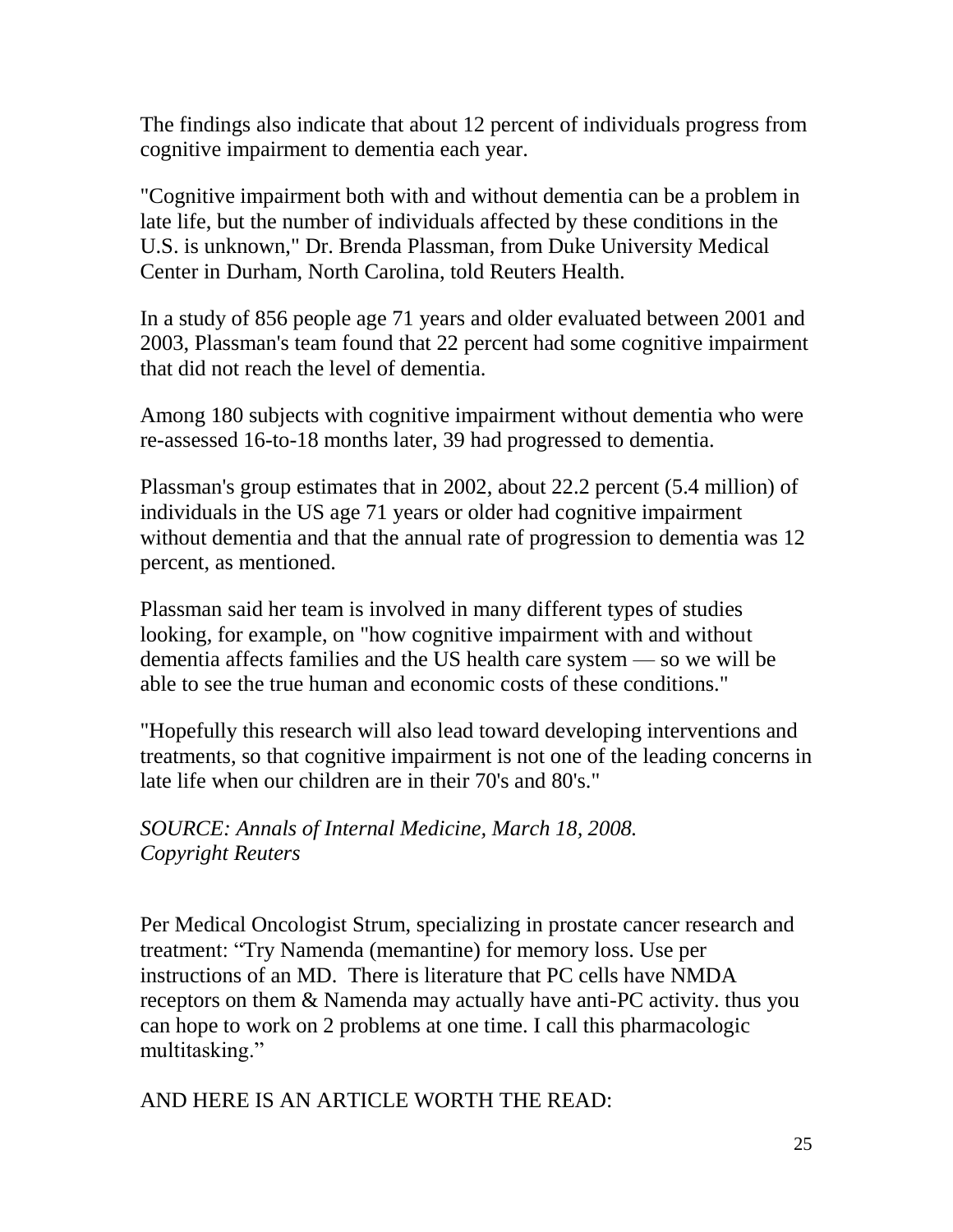The findings also indicate that about 12 percent of individuals progress from cognitive impairment to dementia each year.

"Cognitive impairment both with and without dementia can be a problem in late life, but the number of individuals affected by these conditions in the U.S. is unknown," Dr. Brenda Plassman, from Duke University Medical Center in Durham, North Carolina, told Reuters Health.

In a study of 856 people age 71 years and older evaluated between 2001 and 2003, Plassman's team found that 22 percent had some cognitive impairment that did not reach the level of dementia.

Among 180 subjects with cognitive impairment without dementia who were re-assessed 16-to-18 months later, 39 had progressed to dementia.

Plassman's group estimates that in 2002, about 22.2 percent (5.4 million) of individuals in the US age 71 years or older had cognitive impairment without dementia and that the annual rate of progression to dementia was 12 percent, as mentioned.

Plassman said her team is involved in many different types of studies looking, for example, on "how cognitive impairment with and without dementia affects families and the US health care system — so we will be able to see the true human and economic costs of these conditions."

"Hopefully this research will also lead toward developing interventions and treatments, so that cognitive impairment is not one of the leading concerns in late life when our children are in their 70's and 80's."

*SOURCE: Annals of Internal Medicine, March 18, 2008.*
*Copyright Reuters*

Per Medical Oncologist Strum, specializing in prostate cancer research and treatment: "Try Namenda (memantine) for memory loss. Use per instructions of an MD. There is literature that PC cells have NMDA receptors on them & Namenda may actually have anti-PC activity. thus you can hope to work on 2 problems at one time. I call this pharmacologic multitasking."

AND HERE IS AN ARTICLE WORTH THE READ: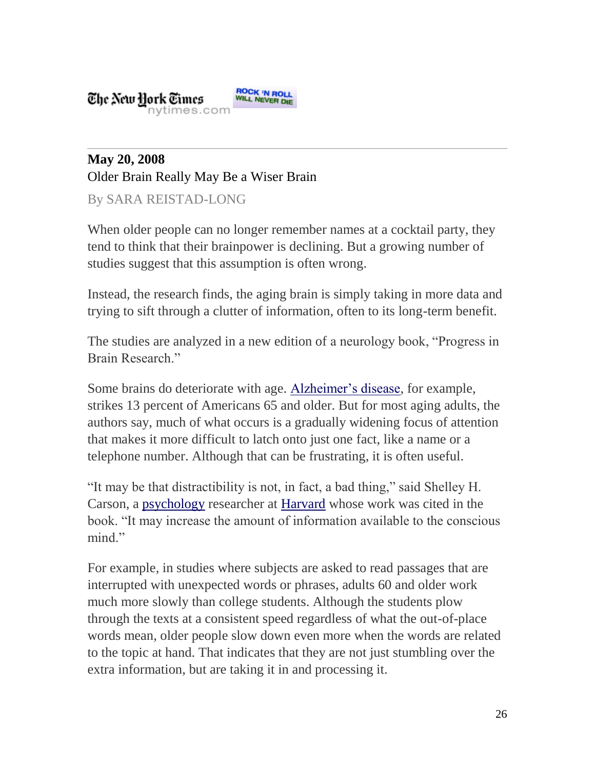The New York Times nytimes.com ROCK 'N ROLL WILL NEVER DIE

---

**May 20, 2008**

Older Brain Really May Be a Wiser Brain

By SARA REISTAD-LONG

When older people can no longer remember names at a cocktail party, they tend to think that their brainpower is declining. But a growing number of studies suggest that this assumption is often wrong.

Instead, the research finds, the aging brain is simply taking in more data and trying to sift through a clutter of information, often to its long-term benefit.

The studies are analyzed in a new edition of a neurology book, "Progress in Brain Research."

Some brains do deteriorate with age. Alzheimer's disease, for example, strikes 13 percent of Americans 65 and older. But for most aging adults, the authors say, much of what occurs is a gradually widening focus of attention that makes it more difficult to latch onto just one fact, like a name or a telephone number. Although that can be frustrating, it is often useful.

"It may be that distractibility is not, in fact, a bad thing," said Shelley H. Carson, a psychology researcher at Harvard whose work was cited in the book. "It may increase the amount of information available to the conscious mind."

For example, in studies where subjects are asked to read passages that are interrupted with unexpected words or phrases, adults 60 and older work much more slowly than college students. Although the students plow through the texts at a consistent speed regardless of what the out-of-place words mean, older people slow down even more when the words are related to the topic at hand. That indicates that they are not just stumbling over the extra information, but are taking it in and processing it.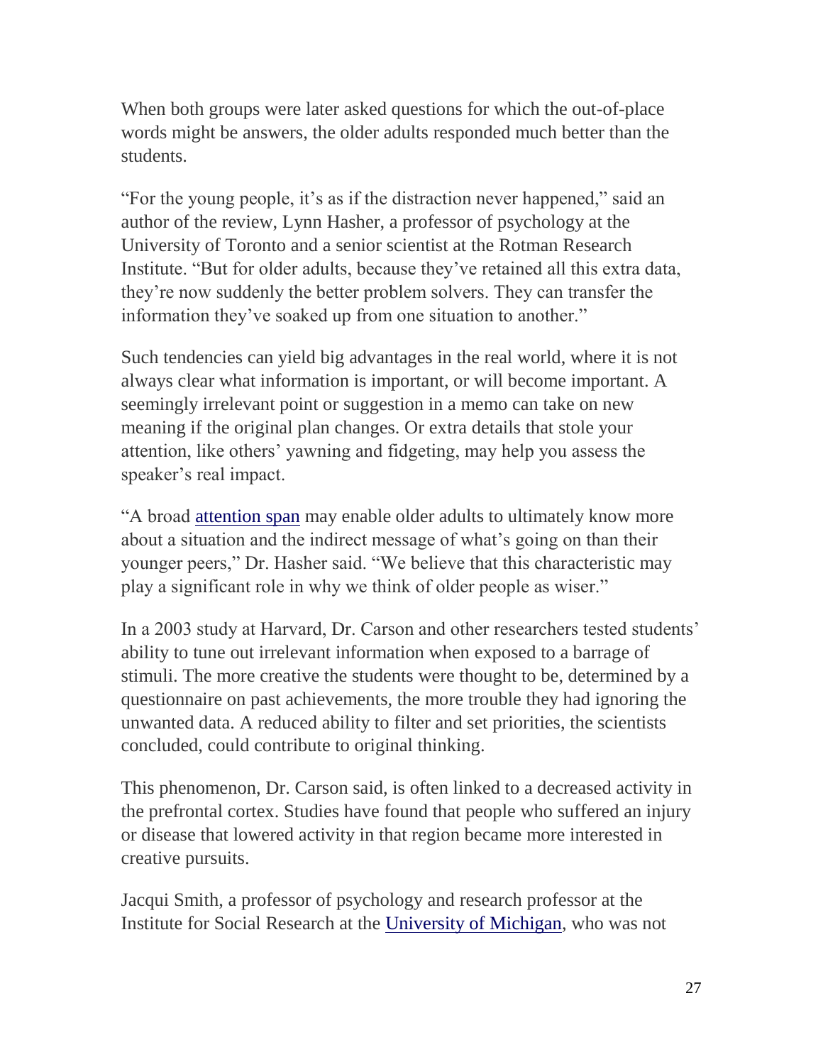When both groups were later asked questions for which the out-of-place words might be answers, the older adults responded much better than the students.

"For the young people, it's as if the distraction never happened," said an author of the review, Lynn Hasher, a professor of psychology at the University of Toronto and a senior scientist at the Rotman Research Institute. "But for older adults, because they've retained all this extra data, they're now suddenly the better problem solvers. They can transfer the information they've soaked up from one situation to another."

Such tendencies can yield big advantages in the real world, where it is not always clear what information is important, or will become important. A seemingly irrelevant point or suggestion in a memo can take on new meaning if the original plan changes. Or extra details that stole your attention, like others' yawning and fidgeting, may help you assess the speaker's real impact.

"A broad attention span may enable older adults to ultimately know more about a situation and the indirect message of what's going on than their younger peers," Dr. Hasher said. "We believe that this characteristic may play a significant role in why we think of older people as wiser."

In a 2003 study at Harvard, Dr. Carson and other researchers tested students' ability to tune out irrelevant information when exposed to a barrage of stimuli. The more creative the students were thought to be, determined by a questionnaire on past achievements, the more trouble they had ignoring the unwanted data. A reduced ability to filter and set priorities, the scientists concluded, could contribute to original thinking.

This phenomenon, Dr. Carson said, is often linked to a decreased activity in the prefrontal cortex. Studies have found that people who suffered an injury or disease that lowered activity in that region became more interested in creative pursuits.

Jacqui Smith, a professor of psychology and research professor at the Institute for Social Research at the University of Michigan, who was not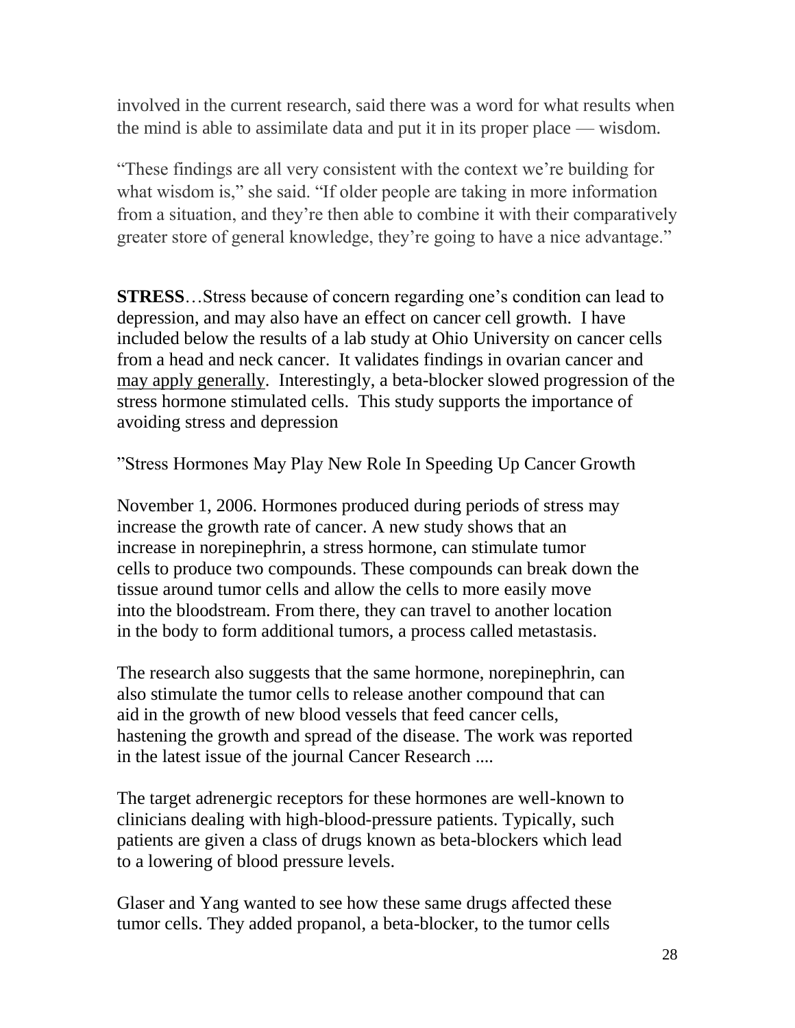involved in the current research, said there was a word for what results when the mind is able to assimilate data and put it in its proper place — wisdom.

"These findings are all very consistent with the context we're building for what wisdom is," she said. "If older people are taking in more information from a situation, and they're then able to combine it with their comparatively greater store of general knowledge, they're going to have a nice advantage."

**STRESS**…Stress because of concern regarding one's condition can lead to depression, and may also have an effect on cancer cell growth. I have included below the results of a lab study at Ohio University on cancer cells from a head and neck cancer. It validates findings in ovarian cancer and <u>may apply generally</u>. Interestingly, a beta-blocker slowed progression of the stress hormone stimulated cells. This study supports the importance of avoiding stress and depression

"Stress Hormones May Play New Role In Speeding Up Cancer Growth

November 1, 2006. Hormones produced during periods of stress may increase the growth rate of cancer. A new study shows that an increase in norepinephrin, a stress hormone, can stimulate tumor cells to produce two compounds. These compounds can break down the tissue around tumor cells and allow the cells to more easily move into the bloodstream. From there, they can travel to another location in the body to form additional tumors, a process called metastasis.

The research also suggests that the same hormone, norepinephrin, can also stimulate the tumor cells to release another compound that can aid in the growth of new blood vessels that feed cancer cells, hastening the growth and spread of the disease. The work was reported in the latest issue of the journal Cancer Research ....

The target adrenergic receptors for these hormones are well-known to clinicians dealing with high-blood-pressure patients. Typically, such patients are given a class of drugs known as beta-blockers which lead to a lowering of blood pressure levels.

Glaser and Yang wanted to see how these same drugs affected these tumor cells. They added propanol, a beta-blocker, to the tumor cells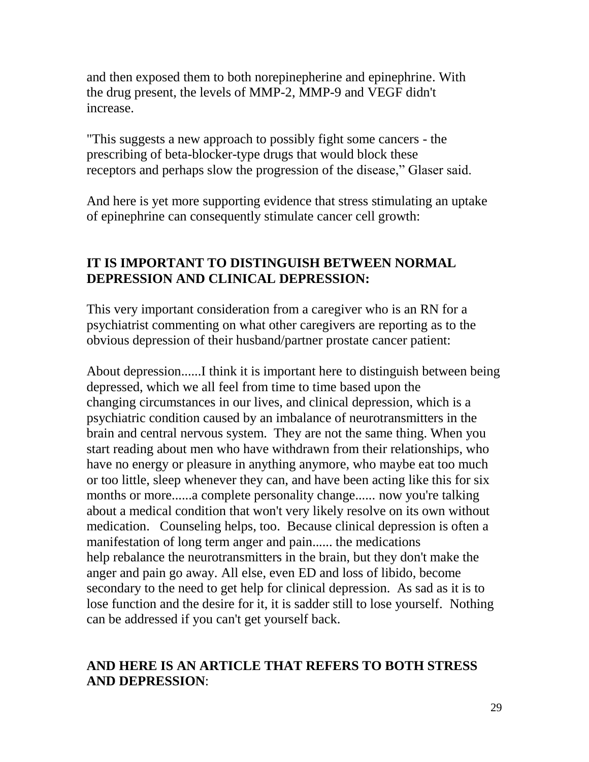and then exposed them to both norepinepherine and epinephrine. With the drug present, the levels of MMP-2, MMP-9 and VEGF didn't increase.

"This suggests a new approach to possibly fight some cancers - the prescribing of beta-blocker-type drugs that would block these receptors and perhaps slow the progression of the disease," Glaser said.

And here is yet more supporting evidence that stress stimulating an uptake of epinephrine can consequently stimulate cancer cell growth:

**IT IS IMPORTANT TO DISTINGUISH BETWEEN NORMAL DEPRESSION AND CLINICAL DEPRESSION:**

This very important consideration from a caregiver who is an RN for a psychiatrist commenting on what other caregivers are reporting as to the obvious depression of their husband/partner prostate cancer patient:

About depression......I think it is important here to distinguish between being depressed, which we all feel from time to time based upon the changing circumstances in our lives, and clinical depression, which is a psychiatric condition caused by an imbalance of neurotransmitters in the brain and central nervous system. They are not the same thing. When you start reading about men who have withdrawn from their relationships, who have no energy or pleasure in anything anymore, who maybe eat too much or too little, sleep whenever they can, and have been acting like this for six months or more......a complete personality change...... now you're talking about a medical condition that won't very likely resolve on its own without medication. Counseling helps, too. Because clinical depression is often a manifestation of long term anger and pain...... the medications help rebalance the neurotransmitters in the brain, but they don't make the anger and pain go away. All else, even ED and loss of libido, become secondary to the need to get help for clinical depression. As sad as it is to lose function and the desire for it, it is sadder still to lose yourself. Nothing can be addressed if you can't get yourself back.

**AND HERE IS AN ARTICLE THAT REFERS TO BOTH STRESS AND DEPRESSION**: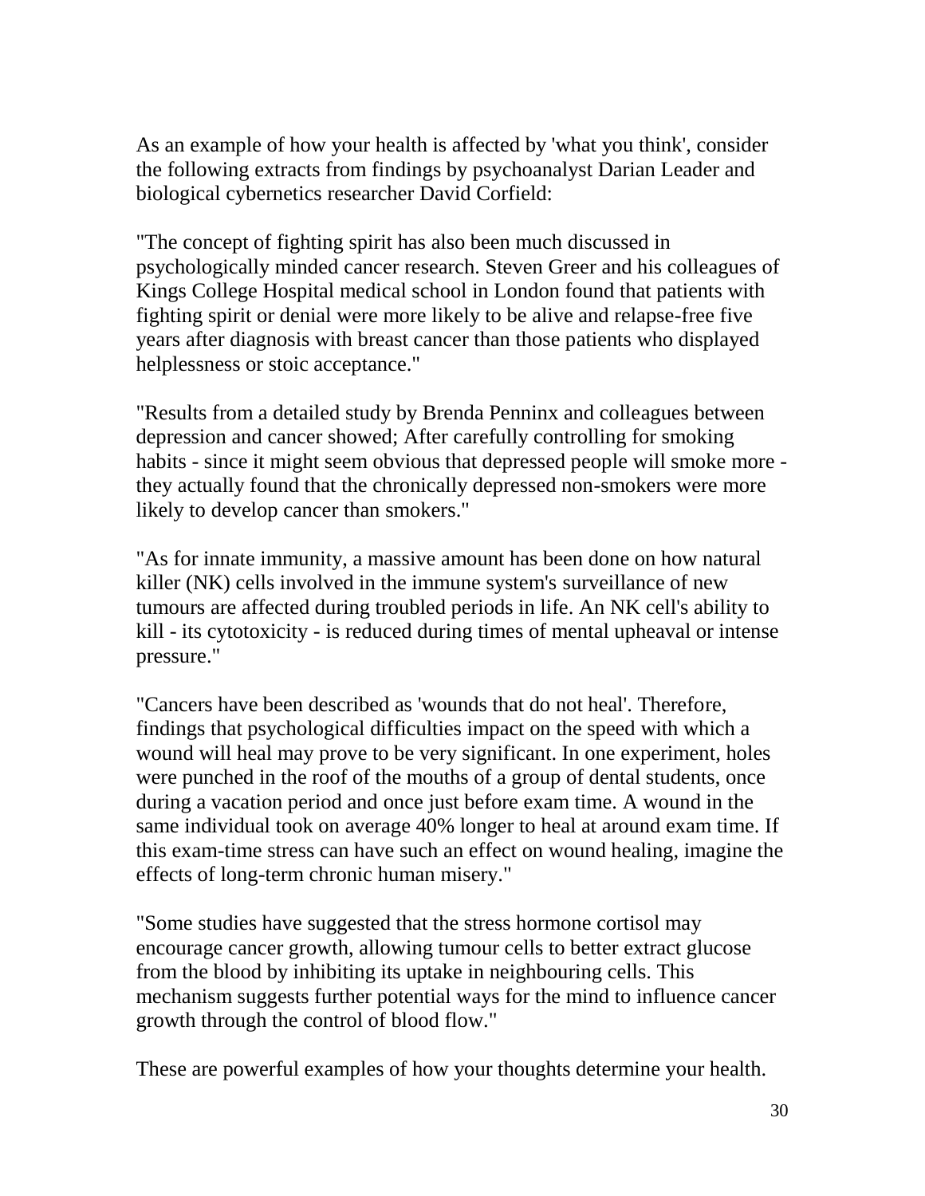As an example of how your health is affected by 'what you think', consider the following extracts from findings by psychoanalyst Darian Leader and biological cybernetics researcher David Corfield:

"The concept of fighting spirit has also been much discussed in psychologically minded cancer research. Steven Greer and his colleagues of Kings College Hospital medical school in London found that patients with fighting spirit or denial were more likely to be alive and relapse-free five years after diagnosis with breast cancer than those patients who displayed helplessness or stoic acceptance."

"Results from a detailed study by Brenda Penninx and colleagues between depression and cancer showed; After carefully controlling for smoking habits - since it might seem obvious that depressed people will smoke more - they actually found that the chronically depressed non-smokers were more likely to develop cancer than smokers."

"As for innate immunity, a massive amount has been done on how natural killer (NK) cells involved in the immune system's surveillance of new tumours are affected during troubled periods in life. An NK cell's ability to kill - its cytotoxicity - is reduced during times of mental upheaval or intense pressure."

"Cancers have been described as 'wounds that do not heal'. Therefore, findings that psychological difficulties impact on the speed with which a wound will heal may prove to be very significant. In one experiment, holes were punched in the roof of the mouths of a group of dental students, once during a vacation period and once just before exam time. A wound in the same individual took on average 40% longer to heal at around exam time. If this exam-time stress can have such an effect on wound healing, imagine the effects of long-term chronic human misery."

"Some studies have suggested that the stress hormone cortisol may encourage cancer growth, allowing tumour cells to better extract glucose from the blood by inhibiting its uptake in neighbouring cells. This mechanism suggests further potential ways for the mind to influence cancer growth through the control of blood flow."

These are powerful examples of how your thoughts determine your health.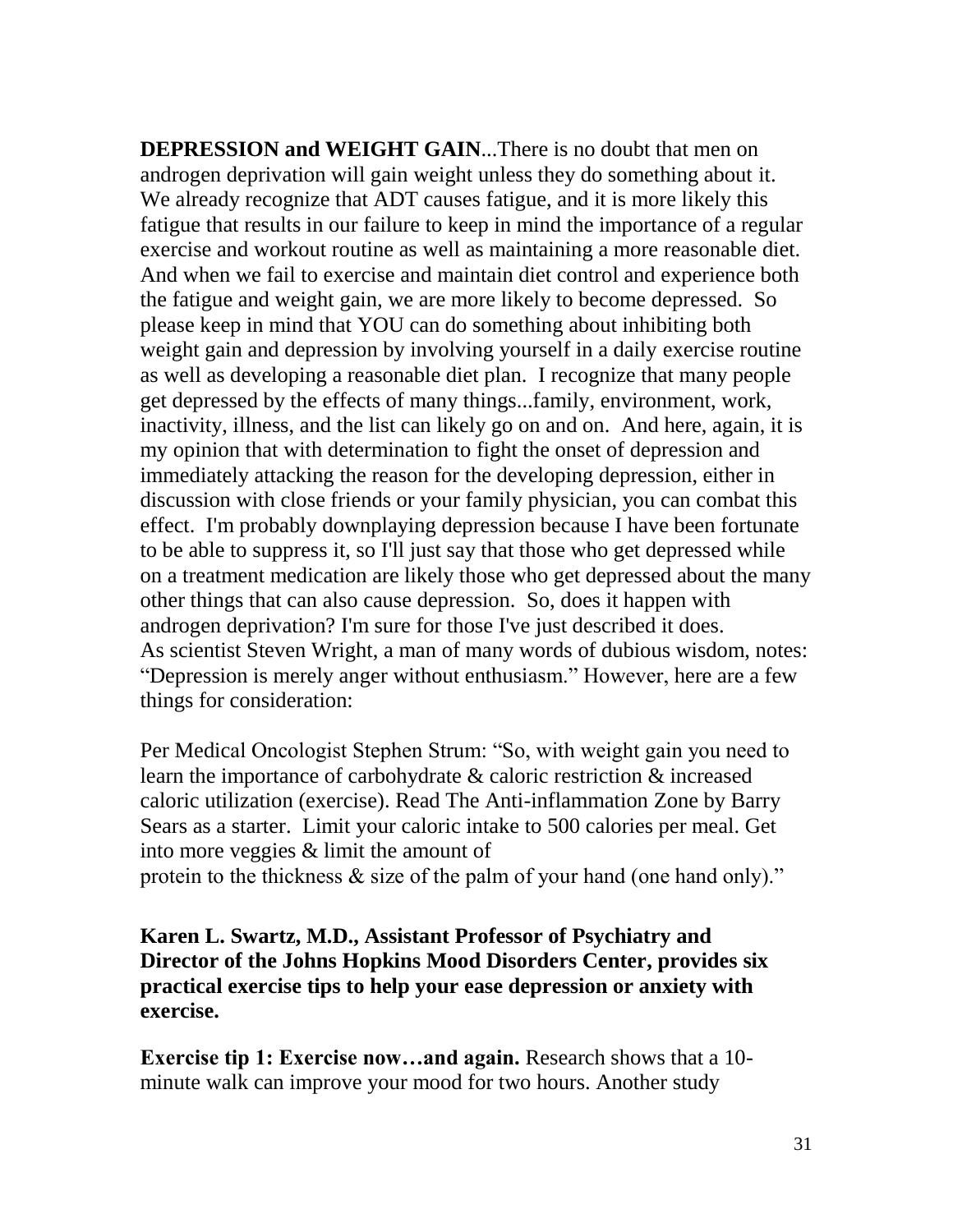**DEPRESSION and WEIGHT GAIN**...There is no doubt that men on androgen deprivation will gain weight unless they do something about it. We already recognize that ADT causes fatigue, and it is more likely this fatigue that results in our failure to keep in mind the importance of a regular exercise and workout routine as well as maintaining a more reasonable diet. And when we fail to exercise and maintain diet control and experience both the fatigue and weight gain, we are more likely to become depressed. So please keep in mind that YOU can do something about inhibiting both weight gain and depression by involving yourself in a daily exercise routine as well as developing a reasonable diet plan. I recognize that many people get depressed by the effects of many things...family, environment, work, inactivity, illness, and the list can likely go on and on. And here, again, it is my opinion that with determination to fight the onset of depression and immediately attacking the reason for the developing depression, either in discussion with close friends or your family physician, you can combat this effect. I'm probably downplaying depression because I have been fortunate to be able to suppress it, so I'll just say that those who get depressed while on a treatment medication are likely those who get depressed about the many other things that can also cause depression. So, does it happen with androgen deprivation? I'm sure for those I've just described it does. As scientist Steven Wright, a man of many words of dubious wisdom, notes: "Depression is merely anger without enthusiasm." However, here are a few things for consideration:

Per Medical Oncologist Stephen Strum: "So, with weight gain you need to learn the importance of carbohydrate & caloric restriction & increased caloric utilization (exercise). Read The Anti-inflammation Zone by Barry Sears as a starter. Limit your caloric intake to 500 calories per meal. Get into more veggies & limit the amount of protein to the thickness & size of the palm of your hand (one hand only)."

**Karen L. Swartz, M.D., Assistant Professor of Psychiatry and Director of the Johns Hopkins Mood Disorders Center, provides six practical exercise tips to help your ease depression or anxiety with exercise.**

**Exercise tip 1: Exercise now…and again.** Research shows that a 10-minute walk can improve your mood for two hours. Another study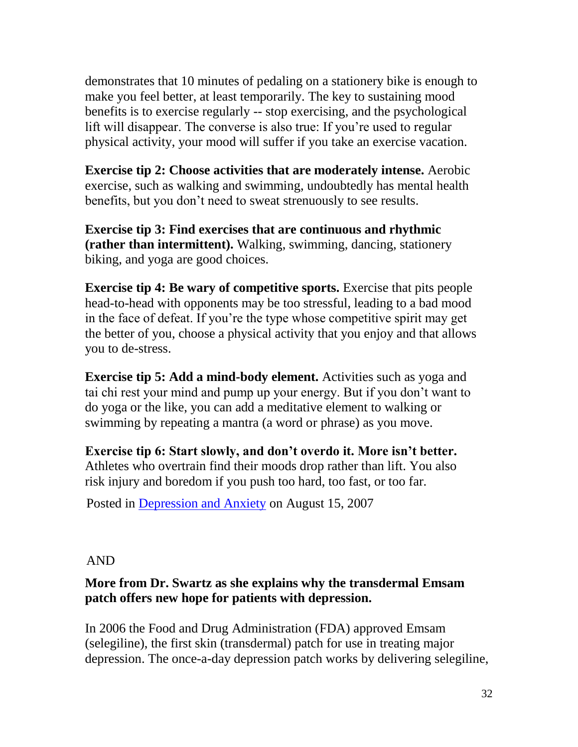demonstrates that 10 minutes of pedaling on a stationery bike is enough to make you feel better, at least temporarily. The key to sustaining mood benefits is to exercise regularly -- stop exercising, and the psychological lift will disappear. The converse is also true: If you're used to regular physical activity, your mood will suffer if you take an exercise vacation.

**Exercise tip 2: Choose activities that are moderately intense.** Aerobic exercise, such as walking and swimming, undoubtedly has mental health benefits, but you don't need to sweat strenuously to see results.

**Exercise tip 3: Find exercises that are continuous and rhythmic (rather than intermittent).** Walking, swimming, dancing, stationery biking, and yoga are good choices.

**Exercise tip 4: Be wary of competitive sports.** Exercise that pits people head-to-head with opponents may be too stressful, leading to a bad mood in the face of defeat. If you're the type whose competitive spirit may get the better of you, choose a physical activity that you enjoy and that allows you to de-stress.

**Exercise tip 5: Add a mind-body element.** Activities such as yoga and tai chi rest your mind and pump up your energy. But if you don't want to do yoga or the like, you can add a meditative element to walking or swimming by repeating a mantra (a word or phrase) as you move.

**Exercise tip 6: Start slowly, and don't overdo it. More isn't better.** Athletes who overtrain find their moods drop rather than lift. You also risk injury and boredom if you push too hard, too fast, or too far.

Posted in [Depression and Anxiety]() on August 15, 2007

AND

**More from Dr. Swartz as she explains why the transdermal Emsam patch offers new hope for patients with depression.**

In 2006 the Food and Drug Administration (FDA) approved Emsam (selegiline), the first skin (transdermal) patch for use in treating major depression. The once-a-day depression patch works by delivering selegiline,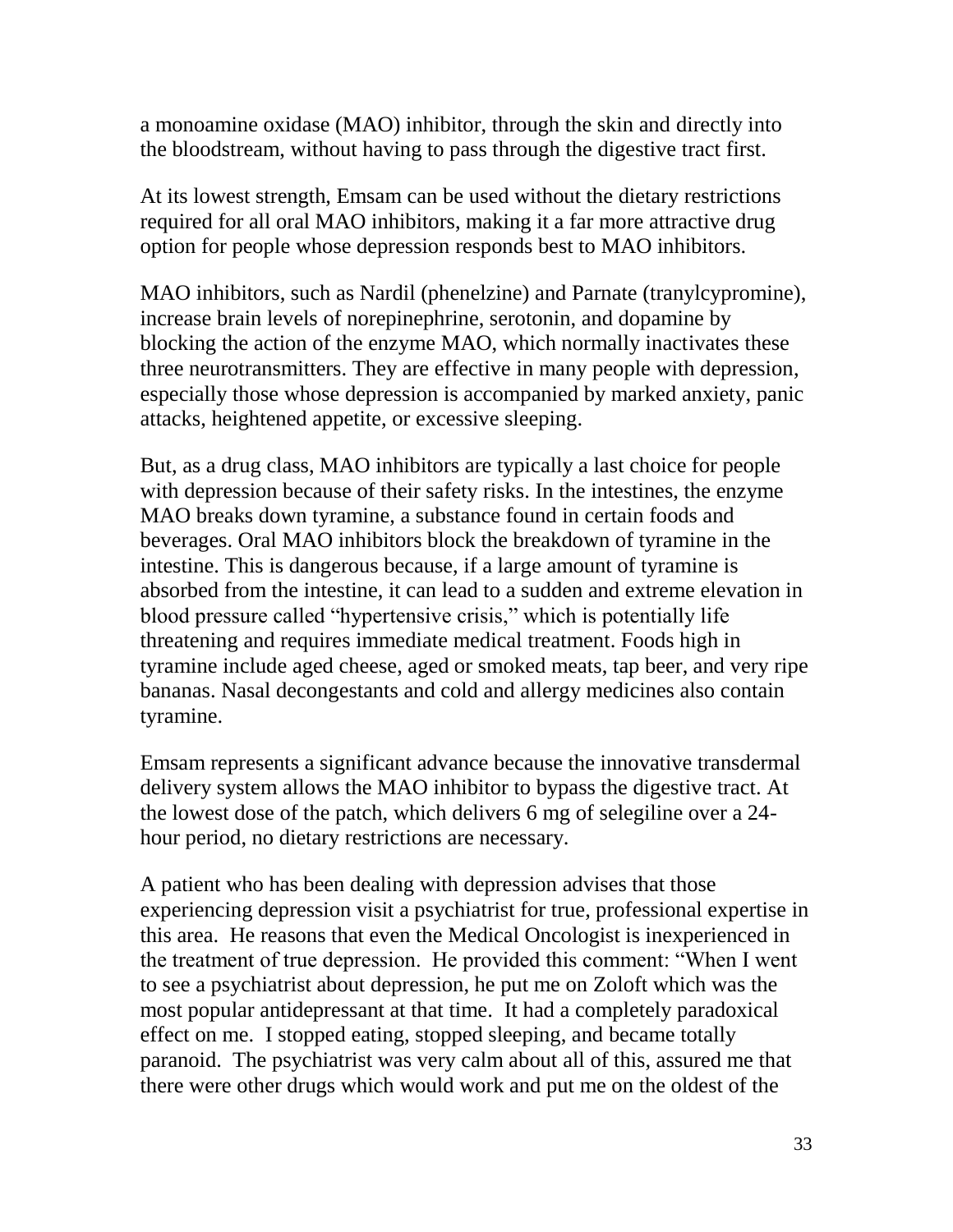a monoamine oxidase (MAO) inhibitor, through the skin and directly into the bloodstream, without having to pass through the digestive tract first.

At its lowest strength, Emsam can be used without the dietary restrictions required for all oral MAO inhibitors, making it a far more attractive drug option for people whose depression responds best to MAO inhibitors.

MAO inhibitors, such as Nardil (phenelzine) and Parnate (tranylcypromine), increase brain levels of norepinephrine, serotonin, and dopamine by blocking the action of the enzyme MAO, which normally inactivates these three neurotransmitters. They are effective in many people with depression, especially those whose depression is accompanied by marked anxiety, panic attacks, heightened appetite, or excessive sleeping.

But, as a drug class, MAO inhibitors are typically a last choice for people with depression because of their safety risks. In the intestines, the enzyme MAO breaks down tyramine, a substance found in certain foods and beverages. Oral MAO inhibitors block the breakdown of tyramine in the intestine. This is dangerous because, if a large amount of tyramine is absorbed from the intestine, it can lead to a sudden and extreme elevation in blood pressure called "hypertensive crisis," which is potentially life threatening and requires immediate medical treatment. Foods high in tyramine include aged cheese, aged or smoked meats, tap beer, and very ripe bananas. Nasal decongestants and cold and allergy medicines also contain tyramine.

Emsam represents a significant advance because the innovative transdermal delivery system allows the MAO inhibitor to bypass the digestive tract. At the lowest dose of the patch, which delivers 6 mg of selegiline over a 24-hour period, no dietary restrictions are necessary.

A patient who has been dealing with depression advises that those experiencing depression visit a psychiatrist for true, professional expertise in this area. He reasons that even the Medical Oncologist is inexperienced in the treatment of true depression. He provided this comment: "When I went to see a psychiatrist about depression, he put me on Zoloft which was the most popular antidepressant at that time. It had a completely paradoxical effect on me. I stopped eating, stopped sleeping, and became totally paranoid. The psychiatrist was very calm about all of this, assured me that there were other drugs which would work and put me on the oldest of the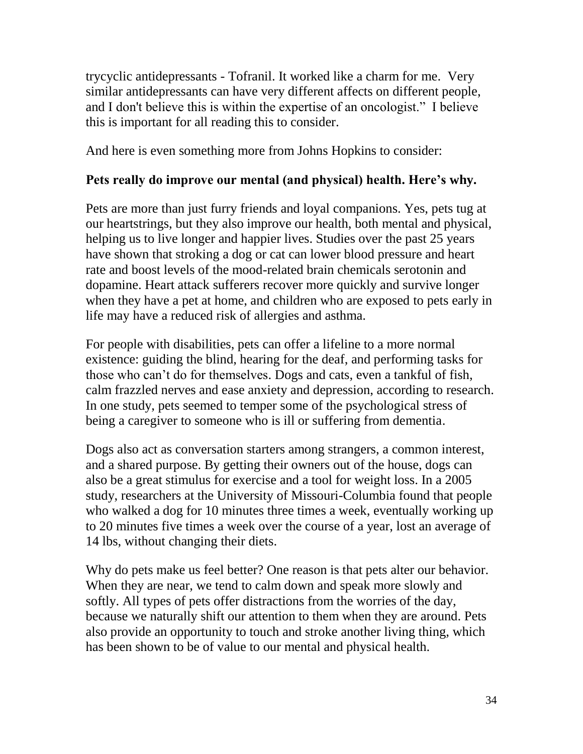trycyclic antidepressants - Tofranil. It worked like a charm for me. Very similar antidepressants can have very different affects on different people, and I don't believe this is within the expertise of an oncologist." I believe this is important for all reading this to consider.

And here is even something more from Johns Hopkins to consider:

**Pets really do improve our mental (and physical) health. Here's why.**

Pets are more than just furry friends and loyal companions. Yes, pets tug at our heartstrings, but they also improve our health, both mental and physical, helping us to live longer and happier lives. Studies over the past 25 years have shown that stroking a dog or cat can lower blood pressure and heart rate and boost levels of the mood-related brain chemicals serotonin and dopamine. Heart attack sufferers recover more quickly and survive longer when they have a pet at home, and children who are exposed to pets early in life may have a reduced risk of allergies and asthma.

For people with disabilities, pets can offer a lifeline to a more normal existence: guiding the blind, hearing for the deaf, and performing tasks for those who can't do for themselves. Dogs and cats, even a tankful of fish, calm frazzled nerves and ease anxiety and depression, according to research. In one study, pets seemed to temper some of the psychological stress of being a caregiver to someone who is ill or suffering from dementia.

Dogs also act as conversation starters among strangers, a common interest, and a shared purpose. By getting their owners out of the house, dogs can also be a great stimulus for exercise and a tool for weight loss. In a 2005 study, researchers at the University of Missouri-Columbia found that people who walked a dog for 10 minutes three times a week, eventually working up to 20 minutes five times a week over the course of a year, lost an average of 14 lbs, without changing their diets.

Why do pets make us feel better? One reason is that pets alter our behavior. When they are near, we tend to calm down and speak more slowly and softly. All types of pets offer distractions from the worries of the day, because we naturally shift our attention to them when they are around. Pets also provide an opportunity to touch and stroke another living thing, which has been shown to be of value to our mental and physical health.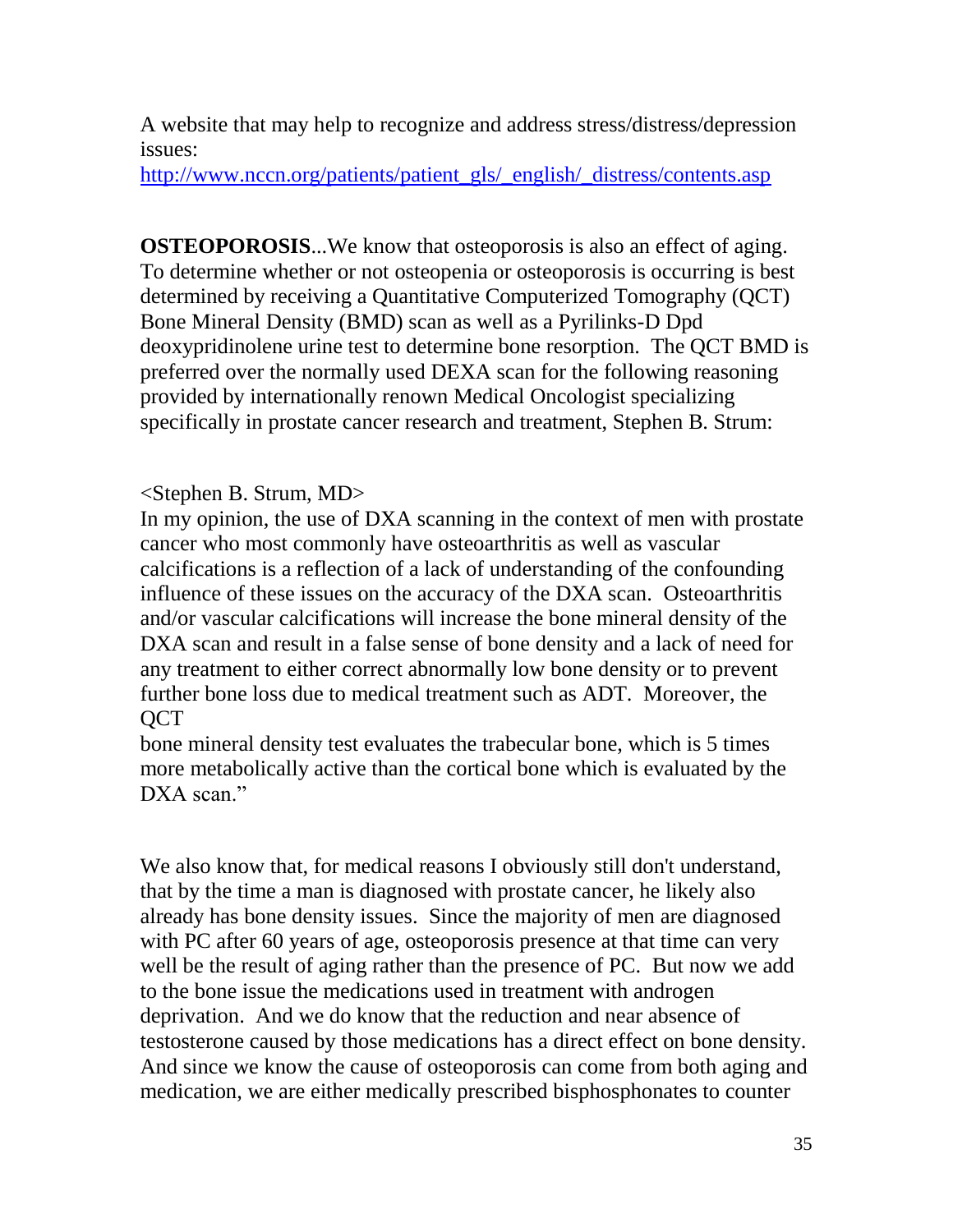A website that may help to recognize and address stress/distress/depression issues:
[http://www.nccn.org/patients/patient_gls/_english/_distress/contents.asp](http://www.nccn.org/patients/patient_gls/_english/_distress/contents.asp)

**OSTEOPOROSIS**...We know that osteoporosis is also an effect of aging. To determine whether or not osteopenia or osteoporosis is occurring is best determined by receiving a Quantitative Computerized Tomography (QCT) Bone Mineral Density (BMD) scan as well as a Pyrilinks-D Dpd deoxypridinolene urine test to determine bone resorption. The QCT BMD is preferred over the normally used DEXA scan for the following reasoning provided by internationally renown Medical Oncologist specializing specifically in prostate cancer research and treatment, Stephen B. Strum:

<Stephen B. Strum, MD>
In my opinion, the use of DXA scanning in the context of men with prostate cancer who most commonly have osteoarthritis as well as vascular calcifications is a reflection of a lack of understanding of the confounding influence of these issues on the accuracy of the DXA scan. Osteoarthritis and/or vascular calcifications will increase the bone mineral density of the DXA scan and result in a false sense of bone density and a lack of need for any treatment to either correct abnormally low bone density or to prevent further bone loss due to medical treatment such as ADT. Moreover, the QCT
bone mineral density test evaluates the trabecular bone, which is 5 times more metabolically active than the cortical bone which is evaluated by the DXA scan."

We also know that, for medical reasons I obviously still don't understand, that by the time a man is diagnosed with prostate cancer, he likely also already has bone density issues. Since the majority of men are diagnosed with PC after 60 years of age, osteoporosis presence at that time can very well be the result of aging rather than the presence of PC. But now we add to the bone issue the medications used in treatment with androgen deprivation. And we do know that the reduction and near absence of testosterone caused by those medications has a direct effect on bone density. And since we know the cause of osteoporosis can come from both aging and medication, we are either medically prescribed bisphosphonates to counter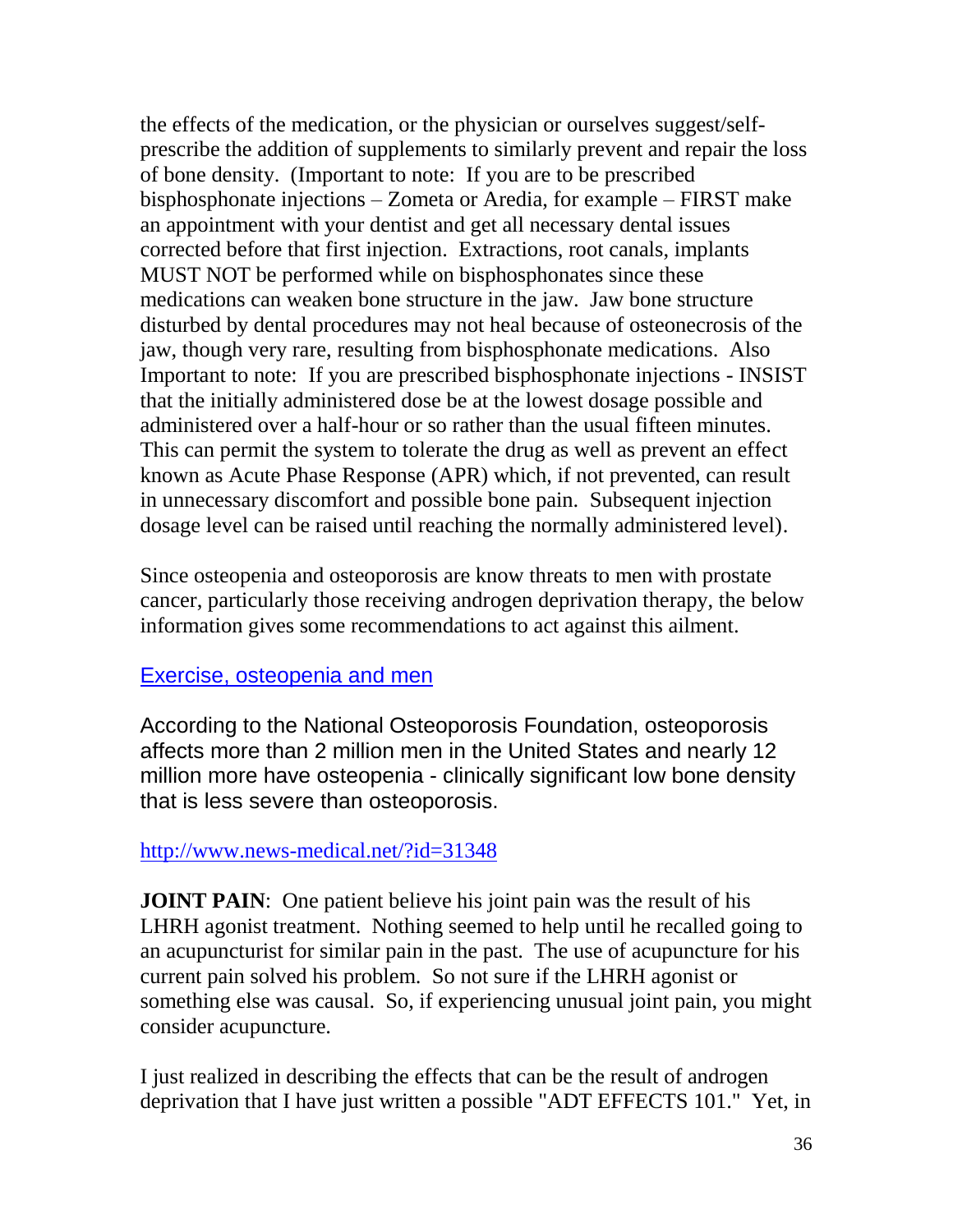the effects of the medication, or the physician or ourselves suggest/self-prescribe the addition of supplements to similarly prevent and repair the loss of bone density. (Important to note: If you are to be prescribed bisphosphonate injections – Zometa or Aredia, for example – FIRST make an appointment with your dentist and get all necessary dental issues corrected before that first injection. Extractions, root canals, implants MUST NOT be performed while on bisphosphonates since these medications can weaken bone structure in the jaw. Jaw bone structure disturbed by dental procedures may not heal because of osteonecrosis of the jaw, though very rare, resulting from bisphosphonate medications. Also Important to note: If you are prescribed bisphosphonate injections - INSIST that the initially administered dose be at the lowest dosage possible and administered over a half-hour or so rather than the usual fifteen minutes. This can permit the system to tolerate the drug as well as prevent an effect known as Acute Phase Response (APR) which, if not prevented, can result in unnecessary discomfort and possible bone pain. Subsequent injection dosage level can be raised until reaching the normally administered level).

Since osteopenia and osteoporosis are know threats to men with prostate cancer, particularly those receiving androgen deprivation therapy, the below information gives some recommendations to act against this ailment.

[Exercise, osteopenia and men](http://www.news-medical.net/?id=31348)

According to the National Osteoporosis Foundation, osteoporosis affects more than 2 million men in the United States and nearly 12 million more have osteopenia - clinically significant low bone density that is less severe than osteoporosis.

http://www.news-medical.net/?id=31348

**JOINT PAIN**: One patient believe his joint pain was the result of his LHRH agonist treatment. Nothing seemed to help until he recalled going to an acupuncturist for similar pain in the past. The use of acupuncture for his current pain solved his problem. So not sure if the LHRH agonist or something else was causal. So, if experiencing unusual joint pain, you might consider acupuncture.

I just realized in describing the effects that can be the result of androgen deprivation that I have just written a possible "ADT EFFECTS 101." Yet, in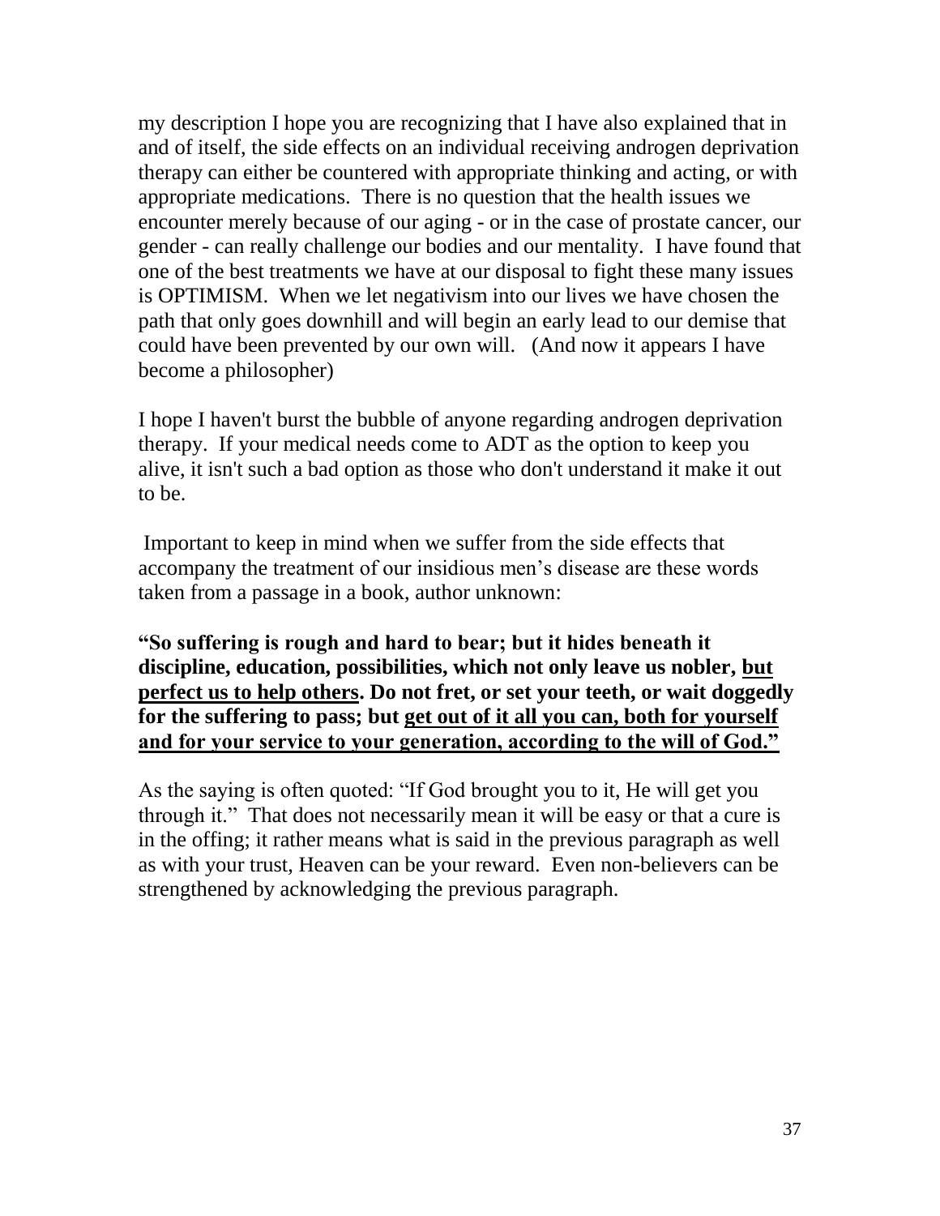my description I hope you are recognizing that I have also explained that in and of itself, the side effects on an individual receiving androgen deprivation therapy can either be countered with appropriate thinking and acting, or with appropriate medications. There is no question that the health issues we encounter merely because of our aging - or in the case of prostate cancer, our gender - can really challenge our bodies and our mentality. I have found that one of the best treatments we have at our disposal to fight these many issues is OPTIMISM. When we let negativism into our lives we have chosen the path that only goes downhill and will begin an early lead to our demise that could have been prevented by our own will. (And now it appears I have become a philosopher)

I hope I haven't burst the bubble of anyone regarding androgen deprivation therapy. If your medical needs come to ADT as the option to keep you alive, it isn't such a bad option as those who don't understand it make it out to be.

Important to keep in mind when we suffer from the side effects that accompany the treatment of our insidious men's disease are these words taken from a passage in a book, author unknown:

**"So suffering is rough and hard to bear; but it hides beneath it discipline, education, possibilities, which not only leave us nobler, <u>but perfect us to help others</u>. Do not fret, or set your teeth, or wait doggedly for the suffering to pass; but <u>get out of it all you can, both for yourself and for your service to your generation, according to the will of God."</u>**

As the saying is often quoted: "If God brought you to it, He will get you through it." That does not necessarily mean it will be easy or that a cure is in the offing; it rather means what is said in the previous paragraph as well as with your trust, Heaven can be your reward. Even non-believers can be strengthened by acknowledging the previous paragraph.